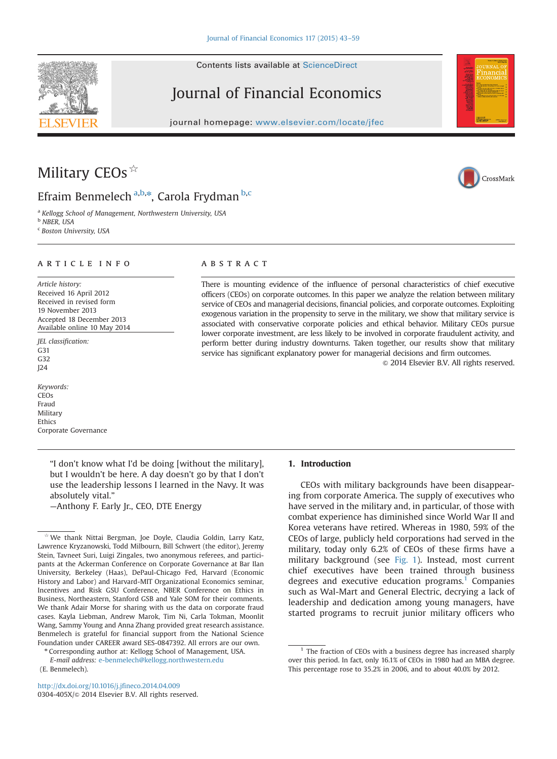# Military CEOs ☆

Efraim Benmelech [a,b,*], Carola Frydman [b,c]

[a] Kellogg School of Management, Northwestern University, USA
[b] NBER, USA
[c] Boston University, USA

## ARTICLE INFO

*Article history:*
Received 16 April 2012
Received in revised form
19 November 2013
Accepted 18 December 2013
Available online 10 May 2014

*JEL classification:*
G31
G32
J24

*Keywords:*
CEOs
Fraud
Military
Ethics
Corporate Governance

## ABSTRACT

There is mounting evidence of the influence of personal characteristics of chief executive officers (CEOs) on corporate outcomes. In this paper we analyze the relation between military service of CEOs and managerial decisions, financial policies, and corporate outcomes. Exploiting exogenous variation in the propensity to serve in the military, we show that military service is associated with conservative corporate policies and ethical behavior. Military CEOs pursue lower corporate investment, are less likely to be involved in corporate fraudulent activity, and perform better during industry downturns. Taken together, our results show that military service has significant explanatory power for managerial decisions and firm outcomes.

© 2014 Elsevier B.V. All rights reserved.

> "I don't know what I'd be doing [without the military], but I wouldn't be here. A day doesn't go by that I don't use the leadership lessons I learned in the Navy. It was absolutely vital."
> —Anthony F. Early Jr., CEO, DTE Energy

## 1. Introduction

CEOs with military backgrounds have been disappearing from corporate America. The supply of executives who have served in the military and, in particular, of those with combat experience has diminished since World War II and Korea veterans have retired. Whereas in 1980, 59% of the CEOs of large, publicly held corporations had served in the military, today only 6.2% of CEOs of these firms have a military background (see Fig. 1). Instead, most current chief executives have been trained through business degrees and executive education programs.[1] Companies such as Wal-Mart and General Electric, decrying a lack of leadership and dedication among young managers, have started programs to recruit junior military officers who

☆ We thank Nittai Bergman, Joe Doyle, Claudia Goldin, Larry Katz, Lawrence Kryzanowski, Todd Milbourn, Bill Schwert (the editor), Jeremy Stein, Tavneet Suri, Luigi Zingales, two anonymous referees, and participants at the Ackerman Conference on Corporate Governance at Bar Ilan University, Berkeley (Haas), DePaul-Chicago Fed, Harvard (Economic History and Labor) and Harvard-MIT Organizational Economics seminar, Incentives and Risk GSU Conference, NBER Conference on Ethics in Business, Northeastern, Stanford GSB and Yale SOM for their comments. We thank Adair Morse for sharing with us the data on corporate fraud cases. Kayla Liebman, Andrew Marok, Tim Ni, Carla Tokman, Moonlit Wang, Sammy Young and Anna Zhang provided great research assistance. Benmelech is grateful for financial support from the National Science Foundation under CAREER award SES-0847392. All errors are our own.

\* Corresponding author at: Kellogg School of Management, USA.
*E-mail address:* e-benmelech@kellogg.northwestern.edu (E. Benmelech).

[1] The fraction of CEOs with a business degree has increased sharply over this period. In fact, only 16.1% of CEOs in 1980 had an MBA degree. This percentage rose to 35.2% in 2006, and to about 40.0% by 2012.

http://dx.doi.org/10.1016/j.jfineco.2014.04.009
0304-405X/© 2014 Elsevier B.V. All rights reserved.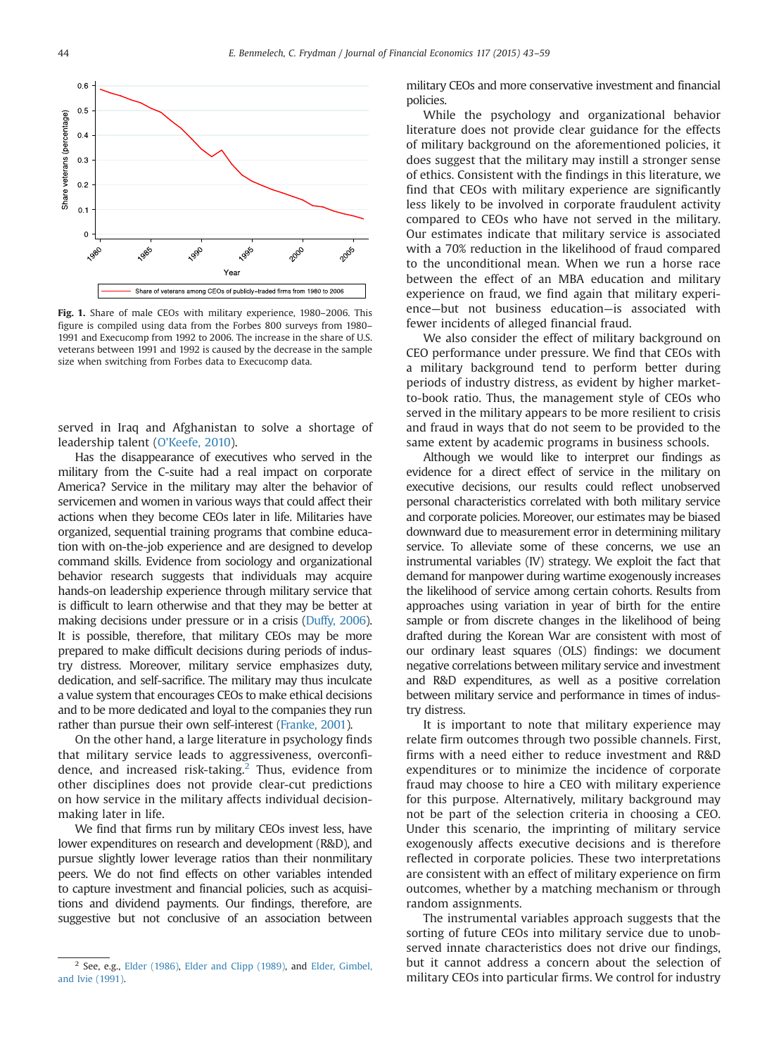**Fig. 1.** Share of male CEOs with military experience, 1980–2006. This figure is compiled using data from the Forbes 800 surveys from 1980–1991 and Execucomp from 1992 to 2006. The increase in the share of U.S. veterans between 1991 and 1992 is caused by the decrease in the sample size when switching from Forbes data to Execucomp data.

served in Iraq and Afghanistan to solve a shortage of leadership talent (O'Keefe, 2010).

Has the disappearance of executives who served in the military from the C-suite had a real impact on corporate America? Service in the military may alter the behavior of servicemen and women in various ways that could affect their actions when they become CEOs later in life. Militaries have organized, sequential training programs that combine education with on-the-job experience and are designed to develop command skills. Evidence from sociology and organizational behavior research suggests that individuals may acquire hands-on leadership experience through military service that is difficult to learn otherwise and that they may be better at making decisions under pressure or in a crisis (Duffy, 2006). It is possible, therefore, that military CEOs may be more prepared to make difficult decisions during periods of industry distress. Moreover, military service emphasizes duty, dedication, and self-sacrifice. The military may thus inculcate a value system that encourages CEOs to make ethical decisions and to be more dedicated and loyal to the companies they run rather than pursue their own self-interest (Franke, 2001).

On the other hand, a large literature in psychology finds that military service leads to aggressiveness, overconfidence, and increased risk-taking.[2] Thus, evidence from other disciplines does not provide clear-cut predictions on how service in the military affects individual decision-making later in life.

We find that firms run by military CEOs invest less, have lower expenditures on research and development (R&D), and pursue slightly lower leverage ratios than their nonmilitary peers. We do not find effects on other variables intended to capture investment and financial policies, such as acquisitions and dividend payments. Our findings, therefore, are suggestive but not conclusive of an association between military CEOs and more conservative investment and financial policies.

While the psychology and organizational behavior literature does not provide clear guidance for the effects of military background on the aforementioned policies, it does suggest that the military may instill a stronger sense of ethics. Consistent with the findings in this literature, we find that CEOs with military experience are significantly less likely to be involved in corporate fraudulent activity compared to CEOs who have not served in the military. Our estimates indicate that military service is associated with a 70% reduction in the likelihood of fraud compared to the unconditional mean. When we run a horse race between the effect of an MBA education and military experience on fraud, we find again that military experience—but not business education—is associated with fewer incidents of alleged financial fraud.

We also consider the effect of military background on CEO performance under pressure. We find that CEOs with a military background tend to perform better during periods of industry distress, as evident by higher market-to-book ratio. Thus, the management style of CEOs who served in the military appears to be more resilient to crisis and fraud in ways that do not seem to be provided to the same extent by academic programs in business schools.

Although we would like to interpret our findings as evidence for a direct effect of service in the military on executive decisions, our results could reflect unobserved personal characteristics correlated with both military service and corporate policies. Moreover, our estimates may be biased downward due to measurement error in determining military service. To alleviate some of these concerns, we use an instrumental variables (IV) strategy. We exploit the fact that demand for manpower during wartime exogenously increases the likelihood of service among certain cohorts. Results from approaches using variation in year of birth for the entire sample or from discrete changes in the likelihood of being drafted during the Korean War are consistent with most of our ordinary least squares (OLS) findings: we document negative correlations between military service and investment and R&D expenditures, as well as a positive correlation between military service and performance in times of industry distress.

It is important to note that military experience may relate firm outcomes through two possible channels. First, firms with a need either to reduce investment and R&D expenditures or to minimize the incidence of corporate fraud may choose to hire a CEO with military experience for this purpose. Alternatively, military background may not be part of the selection criteria in choosing a CEO. Under this scenario, the imprinting of military service exogenously affects executive decisions and is therefore reflected in corporate policies. These two interpretations are consistent with an effect of military experience on firm outcomes, whether by a matching mechanism or through random assignments.

The instrumental variables approach suggests that the sorting of future CEOs into military service due to unobserved innate characteristics does not drive our findings, but it cannot address a concern about the selection of military CEOs into particular firms. We control for industry

[2] See, e.g., Elder (1986), Elder and Clipp (1989), and Elder, Gimbel, and Ivie (1991).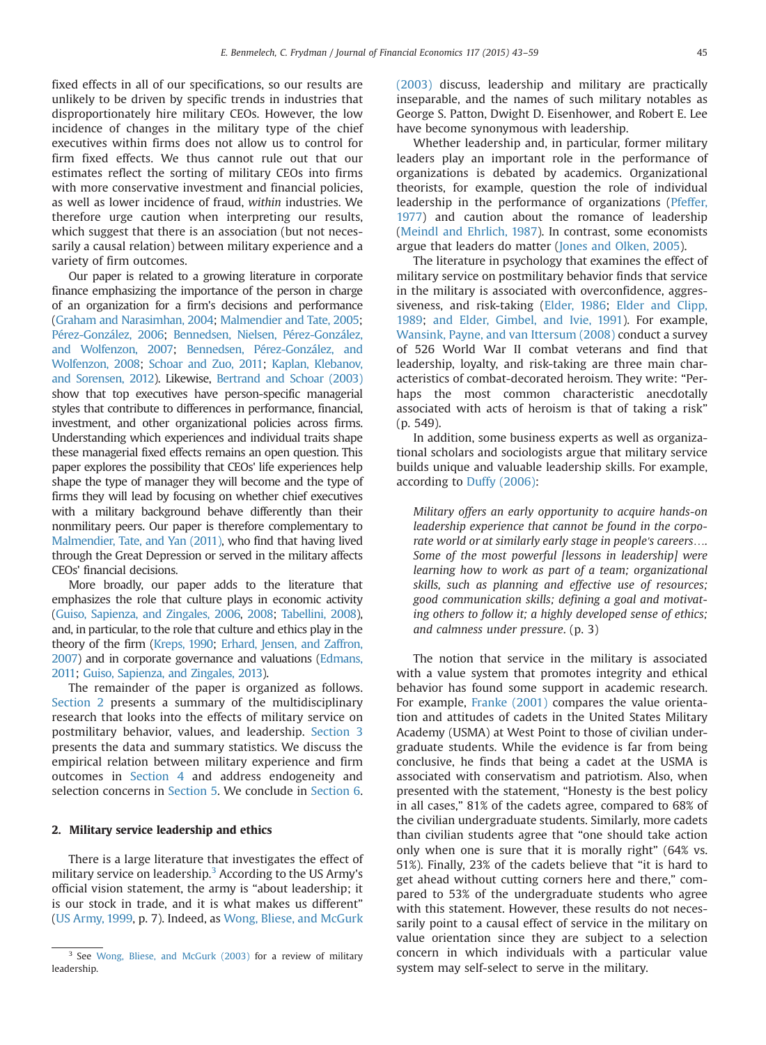fixed effects in all of our specifications, so our results are unlikely to be driven by specific trends in industries that disproportionately hire military CEOs. However, the low incidence of changes in the military type of the chief executives within firms does not allow us to control for firm fixed effects. We thus cannot rule out that our estimates reflect the sorting of military CEOs into firms with more conservative investment and financial policies, as well as lower incidence of fraud, *within* industries. We therefore urge caution when interpreting our results, which suggest that there is an association (but not necessarily a causal relation) between military experience and a variety of firm outcomes.

Our paper is related to a growing literature in corporate finance emphasizing the importance of the person in charge of an organization for a firm's decisions and performance (Graham and Narasimhan, 2004; Malmendier and Tate, 2005; Pérez-González, 2006; Bennedsen, Nielsen, Pérez-González, and Wolfenzon, 2007; Bennedsen, Pérez-González, and Wolfenzon, 2008; Schoar and Zuo, 2011; Kaplan, Klebanov, and Sorensen, 2012). Likewise, Bertrand and Schoar (2003) show that top executives have person-specific managerial styles that contribute to differences in performance, financial, investment, and other organizational policies across firms. Understanding which experiences and individual traits shape these managerial fixed effects remains an open question. This paper explores the possibility that CEOs' life experiences help shape the type of manager they will become and the type of firms they will lead by focusing on whether chief executives with a military background behave differently than their nonmilitary peers. Our paper is therefore complementary to Malmendier, Tate, and Yan (2011), who find that having lived through the Great Depression or served in the military affects CEOs' financial decisions.

More broadly, our paper adds to the literature that emphasizes the role that culture plays in economic activity (Guiso, Sapienza, and Zingales, 2006, 2008; Tabellini, 2008), and, in particular, to the role that culture and ethics play in the theory of the firm (Kreps, 1990; Erhard, Jensen, and Zaffron, 2007) and in corporate governance and valuations (Edmans, 2011; Guiso, Sapienza, and Zingales, 2013).

The remainder of the paper is organized as follows. Section 2 presents a summary of the multidisciplinary research that looks into the effects of military service on postmilitary behavior, values, and leadership. Section 3 presents the data and summary statistics. We discuss the empirical relation between military experience and firm outcomes in Section 4 and address endogeneity and selection concerns in Section 5. We conclude in Section 6.

## 2. Military service leadership and ethics

There is a large literature that investigates the effect of military service on leadership.[3] According to the US Army's official vision statement, the army is "about leadership; it is our stock in trade, and it is what makes us different" (US Army, 1999, p. 7). Indeed, as Wong, Bliese, and McGurk (2003) discuss, leadership and military are practically inseparable, and the names of such military notables as George S. Patton, Dwight D. Eisenhower, and Robert E. Lee have become synonymous with leadership.

Whether leadership and, in particular, former military leaders play an important role in the performance of organizations is debated by academics. Organizational theorists, for example, question the role of individual leadership in the performance of organizations (Pfeffer, 1977) and caution about the romance of leadership (Meindl and Ehrlich, 1987). In contrast, some economists argue that leaders do matter (Jones and Olken, 2005).

The literature in psychology that examines the effect of military service on postmilitary behavior finds that service in the military is associated with overconfidence, aggressiveness, and risk-taking (Elder, 1986; Elder and Clipp, 1989; and Elder, Gimbel, and Ivie, 1991). For example, Wansink, Payne, and van Ittersum (2008) conduct a survey of 526 World War II combat veterans and find that leadership, loyalty, and risk-taking are three main characteristics of combat-decorated heroism. They write: "Perhaps the most common characteristic anecdotally associated with acts of heroism is that of taking a risk" (p. 549).

In addition, some business experts as well as organizational scholars and sociologists argue that military service builds unique and valuable leadership skills. For example, according to Duffy (2006):

> *Military offers an early opportunity to acquire hands-on leadership experience that cannot be found in the corporate world or at similarly early stage in people's careers…. Some of the most powerful [lessons in leadership] were learning how to work as part of a team; organizational skills, such as planning and effective use of resources; good communication skills; defining a goal and motivating others to follow it; a highly developed sense of ethics; and calmness under pressure*. (p. 3)

The notion that service in the military is associated with a value system that promotes integrity and ethical behavior has found some support in academic research. For example, Franke (2001) compares the value orientation and attitudes of cadets in the United States Military Academy (USMA) at West Point to those of civilian undergraduate students. While the evidence is far from being conclusive, he finds that being a cadet at the USMA is associated with conservatism and patriotism. Also, when presented with the statement, "Honesty is the best policy in all cases," 81% of the cadets agree, compared to 68% of the civilian undergraduate students. Similarly, more cadets than civilian students agree that "one should take action only when one is sure that it is morally right" (64% vs. 51%). Finally, 23% of the cadets believe that "it is hard to get ahead without cutting corners here and there," compared to 53% of the undergraduate students who agree with this statement. However, these results do not necessarily point to a causal effect of service in the military on value orientation since they are subject to a selection concern in which individuals with a particular value system may self-select to serve in the military.

[3] See Wong, Bliese, and McGurk (2003) for a review of military leadership.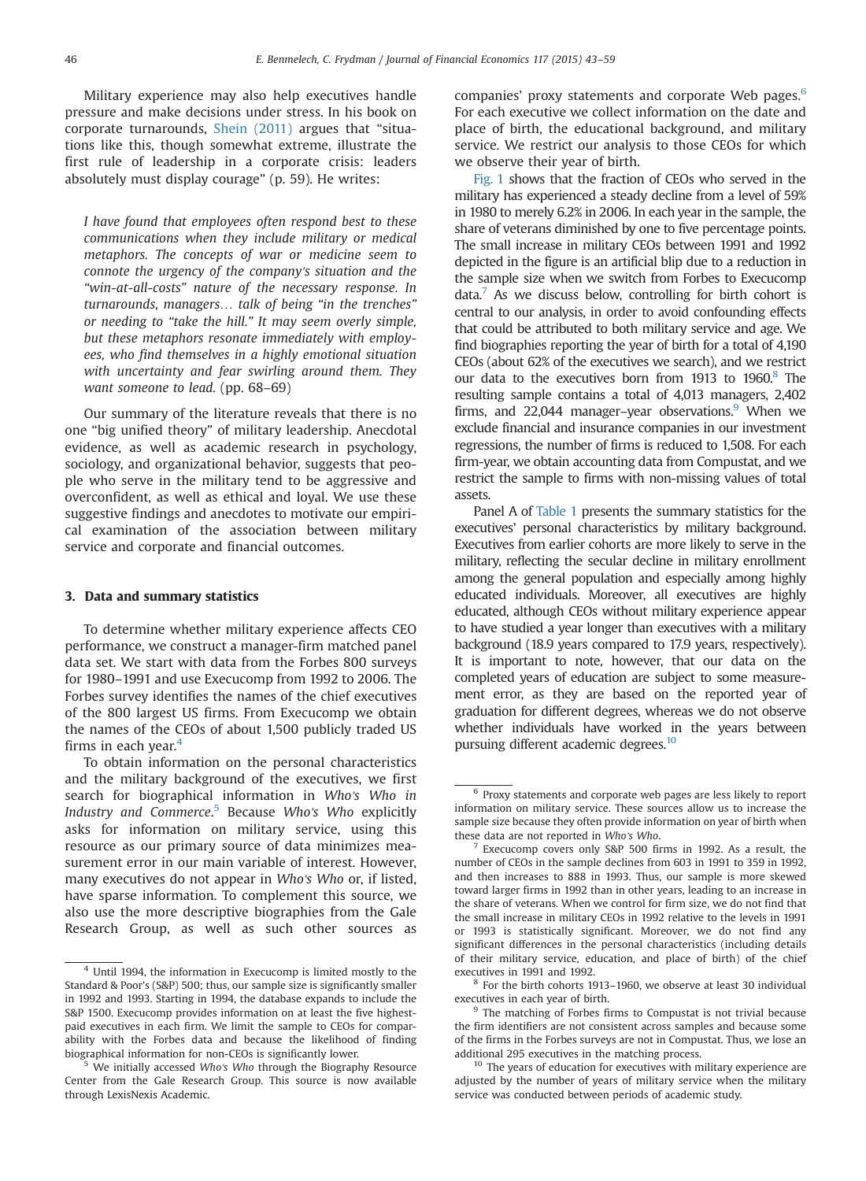Military experience may also help executives handle pressure and make decisions under stress. In his book on corporate turnarounds, Shein (2011) argues that "situations like this, though somewhat extreme, illustrate the first rule of leadership in a corporate crisis: leaders absolutely must display courage" (p. 59). He writes:

> *I have found that employees often respond best to these communications when they include military or medical metaphors. The concepts of war or medicine seem to connote the urgency of the company's situation and the "win-at-all-costs" nature of the necessary response. In turnarounds, managers… talk of being "in the trenches" or needing to "take the hill." It may seem overly simple, but these metaphors resonate immediately with employees, who find themselves in a highly emotional situation with uncertainty and fear swirling around them. They want someone to lead.* (pp. 68–69)

Our summary of the literature reveals that there is no one "big unified theory" of military leadership. Anecdotal evidence, as well as academic research in psychology, sociology, and organizational behavior, suggests that people who serve in the military tend to be aggressive and overconfident, as well as ethical and loyal. We use these suggestive findings and anecdotes to motivate our empirical examination of the association between military service and corporate and financial outcomes.

## 3. Data and summary statistics

To determine whether military experience affects CEO performance, we construct a manager-firm matched panel data set. We start with data from the Forbes 800 surveys for 1980–1991 and use Execucomp from 1992 to 2006. The Forbes survey identifies the names of the chief executives of the 800 largest US firms. From Execucomp we obtain the names of the CEOs of about 1,500 publicly traded US firms in each year.[4]

To obtain information on the personal characteristics and the military background of the executives, we first search for biographical information in *Who's Who in Industry and Commerce*.[5] Because *Who's Who* explicitly asks for information on military service, using this resource as our primary source of data minimizes measurement error in our main variable of interest. However, many executives do not appear in *Who's Who* or, if listed, have sparse information. To complement this source, we also use the more descriptive biographies from the Gale Research Group, as well as such other sources as companies' proxy statements and corporate Web pages.[6] For each executive we collect information on the date and place of birth, the educational background, and military service. We restrict our analysis to those CEOs for which we observe their year of birth.

Fig. 1 shows that the fraction of CEOs who served in the military has experienced a steady decline from a level of 59% in 1980 to merely 6.2% in 2006. In each year in the sample, the share of veterans diminished by one to five percentage points. The small increase in military CEOs between 1991 and 1992 depicted in the figure is an artificial blip due to a reduction in the sample size when we switch from Forbes to Execucomp data.[7] As we discuss below, controlling for birth cohort is central to our analysis, in order to avoid confounding effects that could be attributed to both military service and age. We find biographies reporting the year of birth for a total of 4,190 CEOs (about 62% of the executives we search), and we restrict our data to the executives born from 1913 to 1960.[8] The resulting sample contains a total of 4,013 managers, 2,402 firms, and 22,044 manager–year observations.[9] When we exclude financial and insurance companies in our investment regressions, the number of firms is reduced to 1,508. For each firm-year, we obtain accounting data from Compustat, and we restrict the sample to firms with non-missing values of total assets.

Panel A of Table 1 presents the summary statistics for the executives' personal characteristics by military background. Executives from earlier cohorts are more likely to serve in the military, reflecting the secular decline in military enrollment among the general population and especially among highly educated individuals. Moreover, all executives are highly educated, although CEOs without military experience appear to have studied a year longer than executives with a military background (18.9 years compared to 17.9 years, respectively). It is important to note, however, that our data on the completed years of education are subject to some measurement error, as they are based on the reported year of graduation for different degrees, whereas we do not observe whether individuals have worked in the years between pursuing different academic degrees.[10]

---

[4] Until 1994, the information in Execucomp is limited mostly to the Standard & Poor's (S&P) 500; thus, our sample size is significantly smaller in 1992 and 1993. Starting in 1994, the database expands to include the S&P 1500. Execucomp provides information on at least the five highest-paid executives in each firm. We limit the sample to CEOs for comparability with the Forbes data and because the likelihood of finding biographical information for non-CEOs is significantly lower.

[5] We initially accessed *Who's Who* through the Biography Resource Center from the Gale Research Group. This source is now available through LexisNexis Academic.

[6] Proxy statements and corporate web pages are less likely to report information on military service. These sources allow us to increase the sample size because they often provide information on year of birth when these data are not reported in *Who's Who*.

[7] Execucomp covers only S&P 500 firms in 1992. As a result, the number of CEOs in the sample declines from 603 in 1991 to 359 in 1992, and then increases to 888 in 1993. Thus, our sample is more skewed toward larger firms in 1992 than in other years, leading to an increase in the share of veterans. When we control for firm size, we do not find that the small increase in military CEOs in 1992 relative to the levels in 1991 or 1993 is statistically significant. Moreover, we do not find any significant differences in the personal characteristics (including details of their military service, education, and place of birth) of the chief executives in 1991 and 1992.

[8] For the birth cohorts 1913–1960, we observe at least 30 individual executives in each year of birth.

[9] The matching of Forbes firms to Compustat is not trivial because the firm identifiers are not consistent across samples and because some of the firms in the Forbes surveys are not in Compustat. Thus, we lose an additional 295 executives in the matching process.

[10] The years of education for executives with military experience are adjusted by the number of years of military service when the military service was conducted between periods of academic study.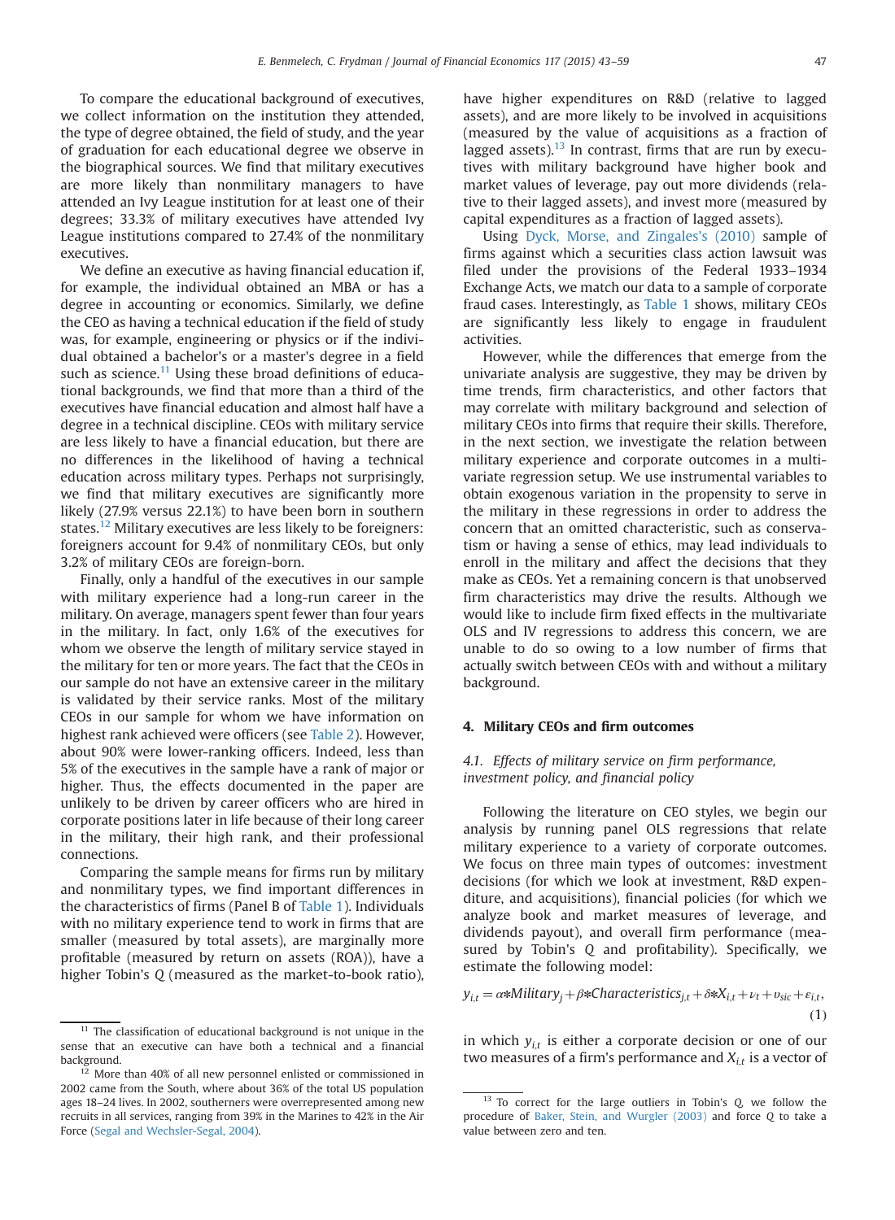To compare the educational background of executives, we collect information on the institution they attended, the type of degree obtained, the field of study, and the year of graduation for each educational degree we observe in the biographical sources. We find that military executives are more likely than nonmilitary managers to have attended an Ivy League institution for at least one of their degrees; 33.3% of military executives have attended Ivy League institutions compared to 27.4% of the nonmilitary executives.

We define an executive as having financial education if, for example, the individual obtained an MBA or has a degree in accounting or economics. Similarly, we define the CEO as having a technical education if the field of study was, for example, engineering or physics or if the individual obtained a bachelor's or a master's degree in a field such as science.[11] Using these broad definitions of educational backgrounds, we find that more than a third of the executives have financial education and almost half have a degree in a technical discipline. CEOs with military service are less likely to have a financial education, but there are no differences in the likelihood of having a technical education across military types. Perhaps not surprisingly, we find that military executives are significantly more likely (27.9% versus 22.1%) to have been born in southern states.[12] Military executives are less likely to be foreigners: foreigners account for 9.4% of nonmilitary CEOs, but only 3.2% of military CEOs are foreign-born.

Finally, only a handful of the executives in our sample with military experience had a long-run career in the military. On average, managers spent fewer than four years in the military. In fact, only 1.6% of the executives for whom we observe the length of military service stayed in the military for ten or more years. The fact that the CEOs in our sample do not have an extensive career in the military is validated by their service ranks. Most of the military CEOs in our sample for whom we have information on highest rank achieved were officers (see Table 2). However, about 90% were lower-ranking officers. Indeed, less than 5% of the executives in the sample have a rank of major or higher. Thus, the effects documented in the paper are unlikely to be driven by career officers who are hired in corporate positions later in life because of their long career in the military, their high rank, and their professional connections.

Comparing the sample means for firms run by military and nonmilitary types, we find important differences in the characteristics of firms (Panel B of Table 1). Individuals with no military experience tend to work in firms that are smaller (measured by total assets), are marginally more profitable (measured by return on assets (ROA)), have a higher Tobin's Q (measured as the market-to-book ratio), have higher expenditures on R&D (relative to lagged assets), and are more likely to be involved in acquisitions (measured by the value of acquisitions as a fraction of lagged assets).[13] In contrast, firms that are run by executives with military background have higher book and market values of leverage, pay out more dividends (relative to their lagged assets), and invest more (measured by capital expenditures as a fraction of lagged assets).

Using Dyck, Morse, and Zingales's (2010) sample of firms against which a securities class action lawsuit was filed under the provisions of the Federal 1933–1934 Exchange Acts, we match our data to a sample of corporate fraud cases. Interestingly, as Table 1 shows, military CEOs are significantly less likely to engage in fraudulent activities.

However, while the differences that emerge from the univariate analysis are suggestive, they may be driven by time trends, firm characteristics, and other factors that may correlate with military background and selection of military CEOs into firms that require their skills. Therefore, in the next section, we investigate the relation between military experience and corporate outcomes in a multivariate regression setup. We use instrumental variables to obtain exogenous variation in the propensity to serve in the military in these regressions in order to address the concern that an omitted characteristic, such as conservatism or having a sense of ethics, may lead individuals to enroll in the military and affect the decisions that they make as CEOs. Yet a remaining concern is that unobserved firm characteristics may drive the results. Although we would like to include firm fixed effects in the multivariate OLS and IV regressions to address this concern, we are unable to do so owing to a low number of firms that actually switch between CEOs with and without a military background.

## 4. Military CEOs and firm outcomes

### 4.1. Effects of military service on firm performance, investment policy, and financial policy

Following the literature on CEO styles, we begin our analysis by running panel OLS regressions that relate military experience to a variety of corporate outcomes. We focus on three main types of outcomes: investment decisions (for which we look at investment, R&D expenditure, and acquisitions), financial policies (for which we analyze book and market measures of leverage, and dividends payout), and overall firm performance (measured by Tobin's Q and profitability). Specifically, we estimate the following model:

$$y_{i,t} = \alpha * Military_j + \beta * Characteristics_{j,t} + \delta * X_{i,t} + \nu_t + \upsilon_{sic} + \varepsilon_{i,t}, \qquad (1)$$

in which $y_{i,t}$ is either a corporate decision or one of our two measures of a firm's performance and $X_{i,t}$ is a vector of

[11] The classification of educational background is not unique in the sense that an executive can have both a technical and a financial background.

[12] More than 40% of all new personnel enlisted or commissioned in 2002 came from the South, where about 36% of the total US population ages 18–24 lives. In 2002, southerners were overrepresented among new recruits in all services, ranging from 39% in the Marines to 42% in the Air Force (Segal and Wechsler-Segal, 2004).

[13] To correct for the large outliers in Tobin's Q, we follow the procedure of Baker, Stein, and Wurgler (2003) and force Q to take a value between zero and ten.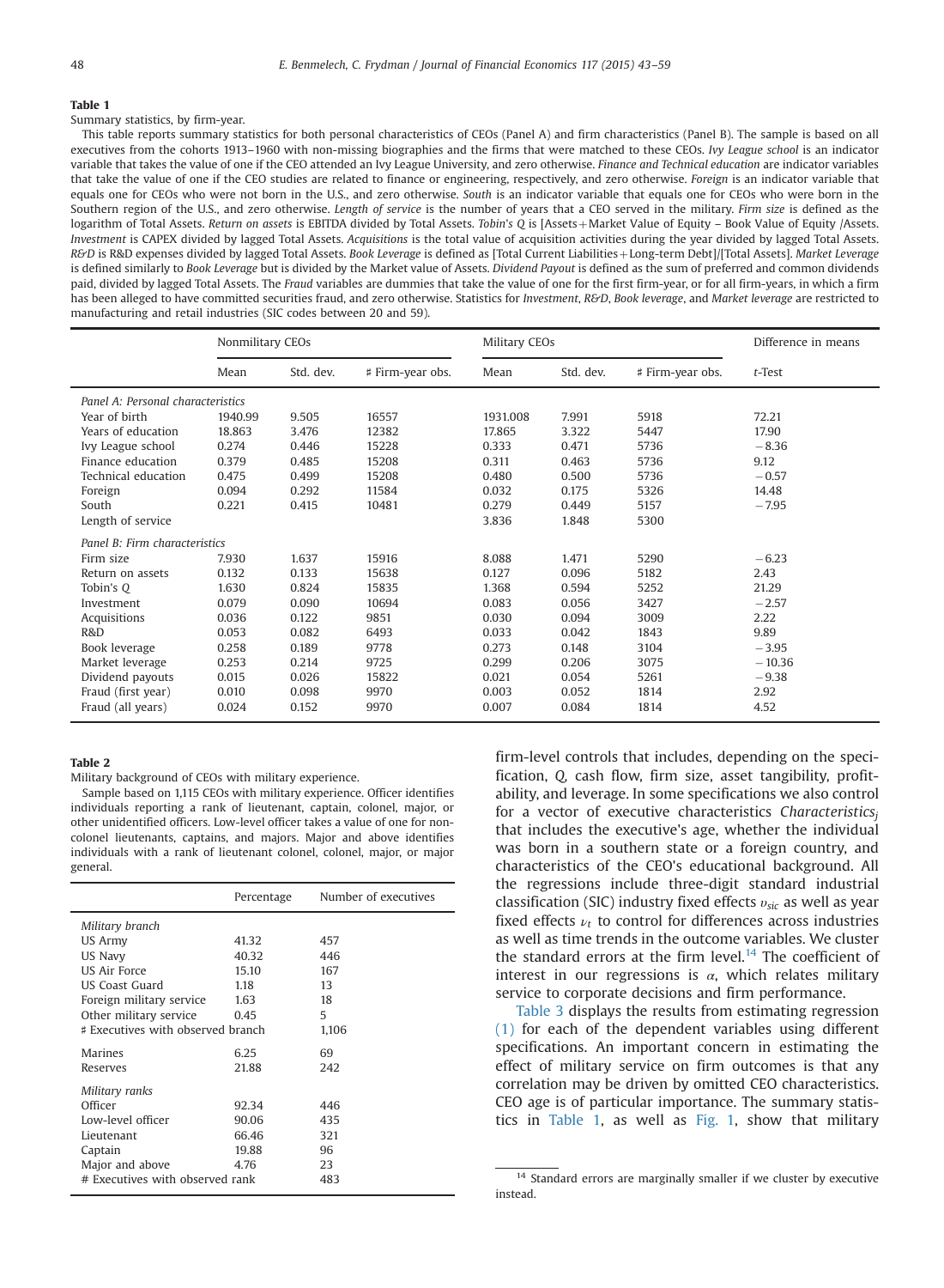**Table 1**

Summary statistics, by firm-year.

This table reports summary statistics for both personal characteristics of CEOs (Panel A) and firm characteristics (Panel B). The sample is based on all executives from the cohorts 1913–1960 with non-missing biographies and the firms that were matched to these CEOs. *Ivy League school* is an indicator variable that takes the value of one if the CEO attended an Ivy League University, and zero otherwise. *Finance and Technical education* are indicator variables that take the value of one if the CEO studies are related to finance or engineering, respectively, and zero otherwise. *Foreign* is an indicator variable that equals one for CEOs who were not born in the U.S., and zero otherwise. *South* is an indicator variable that equals one for CEOs who were born in the Southern region of the U.S., and zero otherwise. *Length of service* is the number of years that a CEO served in the military. *Firm size* is defined as the logarithm of Total Assets. *Return on assets* is EBITDA divided by Total Assets. *Tobin's Q* is [Assets + Market Value of Equity – Book Value of Equity /Assets. *Investment* is CAPEX divided by lagged Total Assets. *Acquisitions* is the total value of acquisition activities during the year divided by lagged Total Assets. *R&D* is R&D expenses divided by lagged Total Assets. *Book Leverage* is defined as [Total Current Liabilities + Long-term Debt]/[Total Assets]. *Market Leverage* is defined similarly to *Book Leverage* but is divided by the Market value of Assets. *Dividend Payout* is defined as the sum of preferred and common dividends paid, divided by lagged Total Assets. The *Fraud* variables are dummies that take the value of one for the first firm-year, or for all firm-years, in which a firm has been alleged to have committed securities fraud, and zero otherwise. Statistics for *Investment*, *R&D*, *Book leverage*, and *Market leverage* are restricted to manufacturing and retail industries (SIC codes between 20 and 59).

| | Nonmilitary CEOs | | | Military CEOs | | | Difference in means |
|---|---|---|---|---|---|---|---|
| | Mean | Std. dev. | # Firm-year obs. | Mean | Std. dev. | # Firm-year obs. | *t*-Test |
| *Panel A: Personal characteristics* | | | | | | | |
| Year of birth | 1940.99 | 9.505 | 16557 | 1931.008 | 7.991 | 5918 | 72.21 |
| Years of education | 18.863 | 3.476 | 12382 | 17.865 | 3.322 | 5447 | 17.90 |
| Ivy League school | 0.274 | 0.446 | 15228 | 0.333 | 0.471 | 5736 | −8.36 |
| Finance education | 0.379 | 0.485 | 15208 | 0.311 | 0.463 | 5736 | 9.12 |
| Technical education | 0.475 | 0.499 | 15208 | 0.480 | 0.500 | 5736 | −0.57 |
| Foreign | 0.094 | 0.292 | 11584 | 0.032 | 0.175 | 5326 | 14.48 |
| South | 0.221 | 0.415 | 10481 | 0.279 | 0.449 | 5157 | −7.95 |
| Length of service | | | | 3.836 | 1.848 | 5300 | |
| *Panel B: Firm characteristics* | | | | | | | |
| Firm size | 7.930 | 1.637 | 15916 | 8.088 | 1.471 | 5290 | −6.23 |
| Return on assets | 0.132 | 0.133 | 15638 | 0.127 | 0.096 | 5182 | 2.43 |
| Tobin's Q | 1.630 | 0.824 | 15835 | 1.368 | 0.594 | 5252 | 21.29 |
| Investment | 0.079 | 0.090 | 10694 | 0.083 | 0.056 | 3427 | −2.57 |
| Acquisitions | 0.036 | 0.122 | 9851 | 0.030 | 0.094 | 3009 | 2.22 |
| R&D | 0.053 | 0.082 | 6493 | 0.033 | 0.042 | 1843 | 9.89 |
| Book leverage | 0.258 | 0.189 | 9778 | 0.273 | 0.148 | 3104 | −3.95 |
| Market leverage | 0.253 | 0.214 | 9725 | 0.299 | 0.206 | 3075 | −10.36 |
| Dividend payouts | 0.015 | 0.026 | 15822 | 0.021 | 0.054 | 5261 | −9.38 |
| Fraud (first year) | 0.010 | 0.098 | 9970 | 0.003 | 0.052 | 1814 | 2.92 |
| Fraud (all years) | 0.024 | 0.152 | 9970 | 0.007 | 0.084 | 1814 | 4.52 |

**Table 2**

Military background of CEOs with military experience.

Sample based on 1,115 CEOs with military experience. Officer identifies individuals reporting a rank of lieutenant, captain, colonel, major, or other unidentified officers. Low-level officer takes a value of one for non-colonel lieutenants, captains, and majors. Major and above identifies individuals with a rank of lieutenant colonel, colonel, major, or major general.

| | Percentage | Number of executives |
|---|---|---|
| *Military branch* | | |
| US Army | 41.32 | 457 |
| US Navy | 40.32 | 446 |
| US Air Force | 15.10 | 167 |
| US Coast Guard | 1.18 | 13 |
| Foreign military service | 1.63 | 18 |
| Other military service | 0.45 | 5 |
| # Executives with observed branch | | 1,106 |
| Marines | 6.25 | 69 |
| Reserves | 21.88 | 242 |
| *Military ranks* | | |
| Officer | 92.34 | 446 |
| Low-level officer | 90.06 | 435 |
| Lieutenant | 66.46 | 321 |
| Captain | 19.88 | 96 |
| Major and above | 4.76 | 23 |
| # Executives with observed rank | | 483 |

firm-level controls that includes, depending on the specification, Q, cash flow, firm size, asset tangibility, profitability, and leverage. In some specifications we also control for a vector of executive characteristics *Characteristics*$_j$ that includes the executive's age, whether the individual was born in a southern state or a foreign country, and characteristics of the CEO's educational background. All the regressions include three-digit standard industrial classification (SIC) industry fixed effects $\upsilon_{sic}$ as well as year fixed effects $\nu_t$ to control for differences across industries as well as time trends in the outcome variables. We cluster the standard errors at the firm level.[14] The coefficient of interest in our regressions is $\alpha$, which relates military service to corporate decisions and firm performance.

Table 3 displays the results from estimating regression (1) for each of the dependent variables using different specifications. An important concern in estimating the effect of military service on firm outcomes is that any correlation may be driven by omitted CEO characteristics. CEO age is of particular importance. The summary statistics in Table 1, as well as Fig. 1, show that military

[14] Standard errors are marginally smaller if we cluster by executive instead.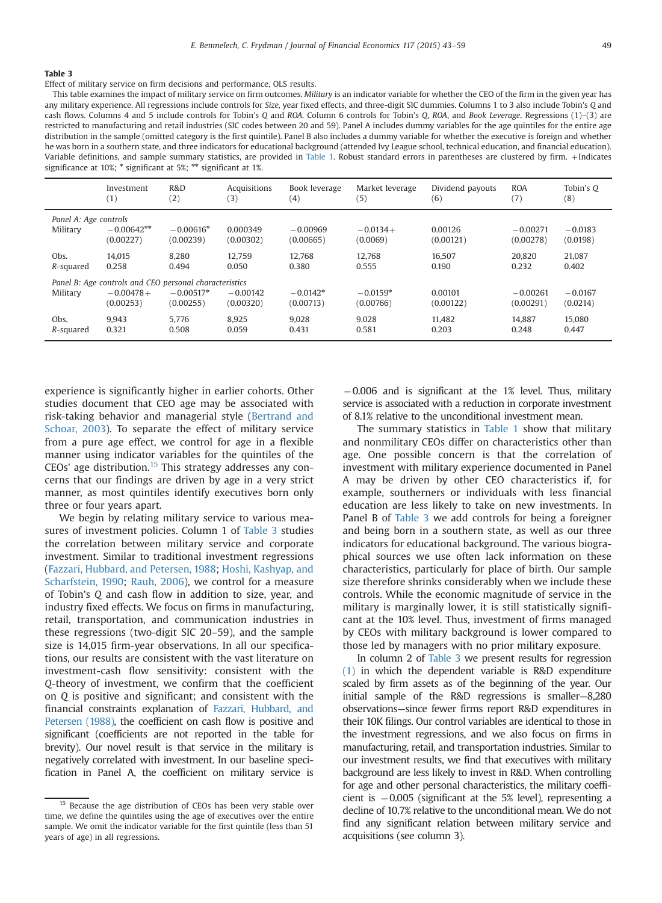**Table 3**

Effect of military service on firm decisions and performance, OLS results.

This table examines the impact of military service on firm outcomes. *Military* is an indicator variable for whether the CEO of the firm in the given year has any military experience. All regressions include controls for *Size*, year fixed effects, and three-digit SIC dummies. Columns 1 to 3 also include Tobin's *Q* and cash flows. Columns 4 and 5 include controls for Tobin's *Q* and *ROA*. Column 6 controls for Tobin's *Q*, *ROA*, and *Book Leverage*. Regressions (1)–(3) are restricted to manufacturing and retail industries (SIC codes between 20 and 59). Panel A includes dummy variables for the age quintiles for the entire age distribution in the sample (omitted category is the first quintile). Panel B also includes a dummy variable for whether the executive is foreign and whether he was born in a southern state, and three indicators for educational background (attended Ivy League school, technical education, and financial education). Variable definitions, and sample summary statistics, are provided in Table 1. Robust standard errors in parentheses are clustered by firm. +Indicates significance at 10%; * significant at 5%; ** significant at 1%.

| | Investment (1) | R&D (2) | Acquisitions (3) | Book leverage (4) | Market leverage (5) | Dividend payouts (6) | ROA (7) | Tobin's Q (8) |
|---|---|---|---|---|---|---|---|---|
| *Panel A: Age controls* | | | | | | | | |
| Military | −0.00642** | −0.00616* | 0.000349 | −0.00969 | −0.0134+ | 0.00126 | −0.00271 | −0.0183 |
| | (0.00227) | (0.00239) | (0.00302) | (0.00665) | (0.0069) | (0.00121) | (0.00278) | (0.0198) |
| Obs. | 14,015 | 8,280 | 12,759 | 12,768 | 12,768 | 16,507 | 20,820 | 21,087 |
| $R$-squared | 0.258 | 0.494 | 0.050 | 0.380 | 0.555 | 0.190 | 0.232 | 0.402 |
| *Panel B: Age controls and CEO personal characteristics* | | | | | | | | |
| Military | −0.00478+ | −0.00517* | −0.00142 | −0.0142* | −0.0159* | 0.00101 | −0.00261 | −0.0167 |
| | (0.00253) | (0.00255) | (0.00320) | (0.00713) | (0.00766) | (0.00122) | (0.00291) | (0.0214) |
| Obs. | 9,943 | 5,776 | 8,925 | 9,028 | 9.028 | 11,482 | 14,887 | 15,080 |
| $R$-squared | 0.321 | 0.508 | 0.059 | 0.431 | 0.581 | 0.203 | 0.248 | 0.447 |

experience is significantly higher in earlier cohorts. Other studies document that CEO age may be associated with risk-taking behavior and managerial style (Bertrand and Schoar, 2003). To separate the effect of military service from a pure age effect, we control for age in a flexible manner using indicator variables for the quintiles of the CEOs' age distribution.[15] This strategy addresses any concerns that our findings are driven by age in a very strict manner, as most quintiles identify executives born only three or four years apart.

We begin by relating military service to various measures of investment policies. Column 1 of Table 3 studies the correlation between military service and corporate investment. Similar to traditional investment regressions (Fazzari, Hubbard, and Petersen, 1988; Hoshi, Kashyap, and Scharfstein, 1990; Rauh, 2006), we control for a measure of Tobin's Q and cash flow in addition to size, year, and industry fixed effects. We focus on firms in manufacturing, retail, transportation, and communication industries in these regressions (two-digit SIC 20–59), and the sample size is 14,015 firm-year observations. In all our specifications, our results are consistent with the vast literature on investment-cash flow sensitivity: consistent with the *Q*-theory of investment, we confirm that the coefficient on *Q* is positive and significant; and consistent with the financial constraints explanation of Fazzari, Hubbard, and Petersen (1988), the coefficient on cash flow is positive and significant (coefficients are not reported in the table for brevity). Our novel result is that service in the military is negatively correlated with investment. In our baseline specification in Panel A, the coefficient on military service is −0.006 and is significant at the 1% level. Thus, military service is associated with a reduction in corporate investment of 8.1% relative to the unconditional investment mean.

The summary statistics in Table 1 show that military and nonmilitary CEOs differ on characteristics other than age. One possible concern is that the correlation of investment with military experience documented in Panel A may be driven by other CEO characteristics if, for example, southerners or individuals with less financial education are less likely to take on new investments. In Panel B of Table 3 we add controls for being a foreigner and being born in a southern state, as well as our three indicators for educational background. The various biographical sources we use often lack information on these characteristics, particularly for place of birth. Our sample size therefore shrinks considerably when we include these controls. While the economic magnitude of service in the military is marginally lower, it is still statistically significant at the 10% level. Thus, investment of firms managed by CEOs with military background is lower compared to those led by managers with no prior military exposure.

In column 2 of Table 3 we present results for regression (1) in which the dependent variable is R&D expenditure scaled by firm assets as of the beginning of the year. Our initial sample of the R&D regressions is smaller—8,280 observations—since fewer firms report R&D expenditures in their 10K filings. Our control variables are identical to those in the investment regressions, and we also focus on firms in manufacturing, retail, and transportation industries. Similar to our investment results, we find that executives with military background are less likely to invest in R&D. When controlling for age and other personal characteristics, the military coefficient is −0.005 (significant at the 5% level), representing a decline of 10.7% relative to the unconditional mean. We do not find any significant relation between military service and acquisitions (see column 3).

[15] Because the age distribution of CEOs has been very stable over time, we define the quintiles using the age of executives over the entire sample. We omit the indicator variable for the first quintile (less than 51 years of age) in all regressions.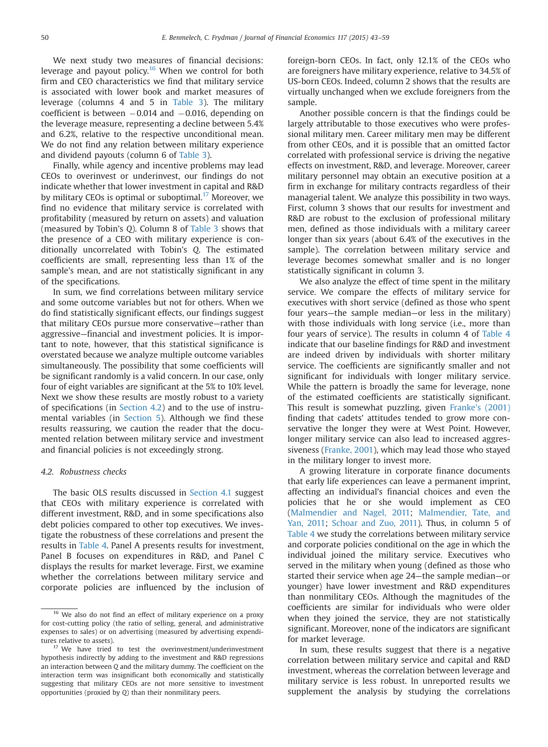We next study two measures of financial decisions: leverage and payout policy.[16] When we control for both firm and CEO characteristics we find that military service is associated with lower book and market measures of leverage (columns 4 and 5 in Table 3). The military coefficient is between $-0.014$ and $-0.016$, depending on the leverage measure, representing a decline between 5.4% and 6.2%, relative to the respective unconditional mean. We do not find any relation between military experience and dividend payouts (column 6 of Table 3).

Finally, while agency and incentive problems may lead CEOs to overinvest or underinvest, our findings do not indicate whether that lower investment in capital and R&D by military CEOs is optimal or suboptimal.[17] Moreover, we find no evidence that military service is correlated with profitability (measured by return on assets) and valuation (measured by Tobin's *Q*). Column 8 of Table 3 shows that the presence of a CEO with military experience is conditionally uncorrelated with Tobin's *Q*. The estimated coefficients are small, representing less than 1% of the sample's mean, and are not statistically significant in any of the specifications.

In sum, we find correlations between military service and some outcome variables but not for others. When we do find statistically significant effects, our findings suggest that military CEOs pursue more conservative—rather than aggressive—financial and investment policies. It is important to note, however, that this statistical significance is overstated because we analyze multiple outcome variables simultaneously. The possibility that some coefficients will be significant randomly is a valid concern. In our case, only four of eight variables are significant at the 5% to 10% level. Next we show these results are mostly robust to a variety of specifications (in Section 4.2) and to the use of instrumental variables (in Section 5). Although we find these results reassuring, we caution the reader that the documented relation between military service and investment and financial policies is not exceedingly strong.

### 4.2. Robustness checks

The basic OLS results discussed in Section 4.1 suggest that CEOs with military experience is correlated with different investment, R&D, and in some specifications also debt policies compared to other top executives. We investigate the robustness of these correlations and present the results in Table 4. Panel A presents results for investment, Panel B focuses on expenditures in R&D, and Panel C displays the results for market leverage. First, we examine whether the correlations between military service and corporate policies are influenced by the inclusion of foreign-born CEOs. In fact, only 12.1% of the CEOs who are foreigners have military experience, relative to 34.5% of US-born CEOs. Indeed, column 2 shows that the results are virtually unchanged when we exclude foreigners from the sample.

Another possible concern is that the findings could be largely attributable to those executives who were professional military men. Career military men may be different from other CEOs, and it is possible that an omitted factor correlated with professional service is driving the negative effects on investment, R&D, and leverage. Moreover, career military personnel may obtain an executive position at a firm in exchange for military contracts regardless of their managerial talent. We analyze this possibility in two ways. First, column 3 shows that our results for investment and R&D are robust to the exclusion of professional military men, defined as those individuals with a military career longer than six years (about 6.4% of the executives in the sample). The correlation between military service and leverage becomes somewhat smaller and is no longer statistically significant in column 3.

We also analyze the effect of time spent in the military service. We compare the effects of military service for executives with short service (defined as those who spent four years—the sample median—or less in the military) with those individuals with long service (i.e., more than four years of service). The results in column 4 of Table 4 indicate that our baseline findings for R&D and investment are indeed driven by individuals with shorter military service. The coefficients are significantly smaller and not significant for individuals with longer military service. While the pattern is broadly the same for leverage, none of the estimated coefficients are statistically significant. This result is somewhat puzzling, given Franke's (2001) finding that cadets' attitudes tended to grow more conservative the longer they were at West Point. However, longer military service can also lead to increased aggressiveness (Franke, 2001), which may lead those who stayed in the military longer to invest more.

A growing literature in corporate finance documents that early life experiences can leave a permanent imprint, affecting an individual's financial choices and even the policies that he or she would implement as CEO (Malmendier and Nagel, 2011; Malmendier, Tate, and Yan, 2011; Schoar and Zuo, 2011). Thus, in column 5 of Table 4 we study the correlations between military service and corporate policies conditional on the age in which the individual joined the military service. Executives who served in the military when young (defined as those who started their service when age 24—the sample median—or younger) have lower investment and R&D expenditures than nonmilitary CEOs. Although the magnitudes of the coefficients are similar for individuals who were older when they joined the service, they are not statistically significant. Moreover, none of the indicators are significant for market leverage.

In sum, these results suggest that there is a negative correlation between military service and capital and R&D investment, whereas the correlation between leverage and military service is less robust. In unreported results we supplement the analysis by studying the correlations

---

[16] We also do not find an effect of military experience on a proxy for cost-cutting policy (the ratio of selling, general, and administrative expenses to sales) or on advertising (measured by advertising expenditures relative to assets).

[17] We have tried to test the overinvestment/underinvestment hypothesis indirectly by adding to the investment and R&D regressions an interaction between *Q* and the military dummy. The coefficient on the interaction term was insignificant both economically and statistically suggesting that military CEOs are not more sensitive to investment opportunities (proxied by *Q*) than their nonmilitary peers.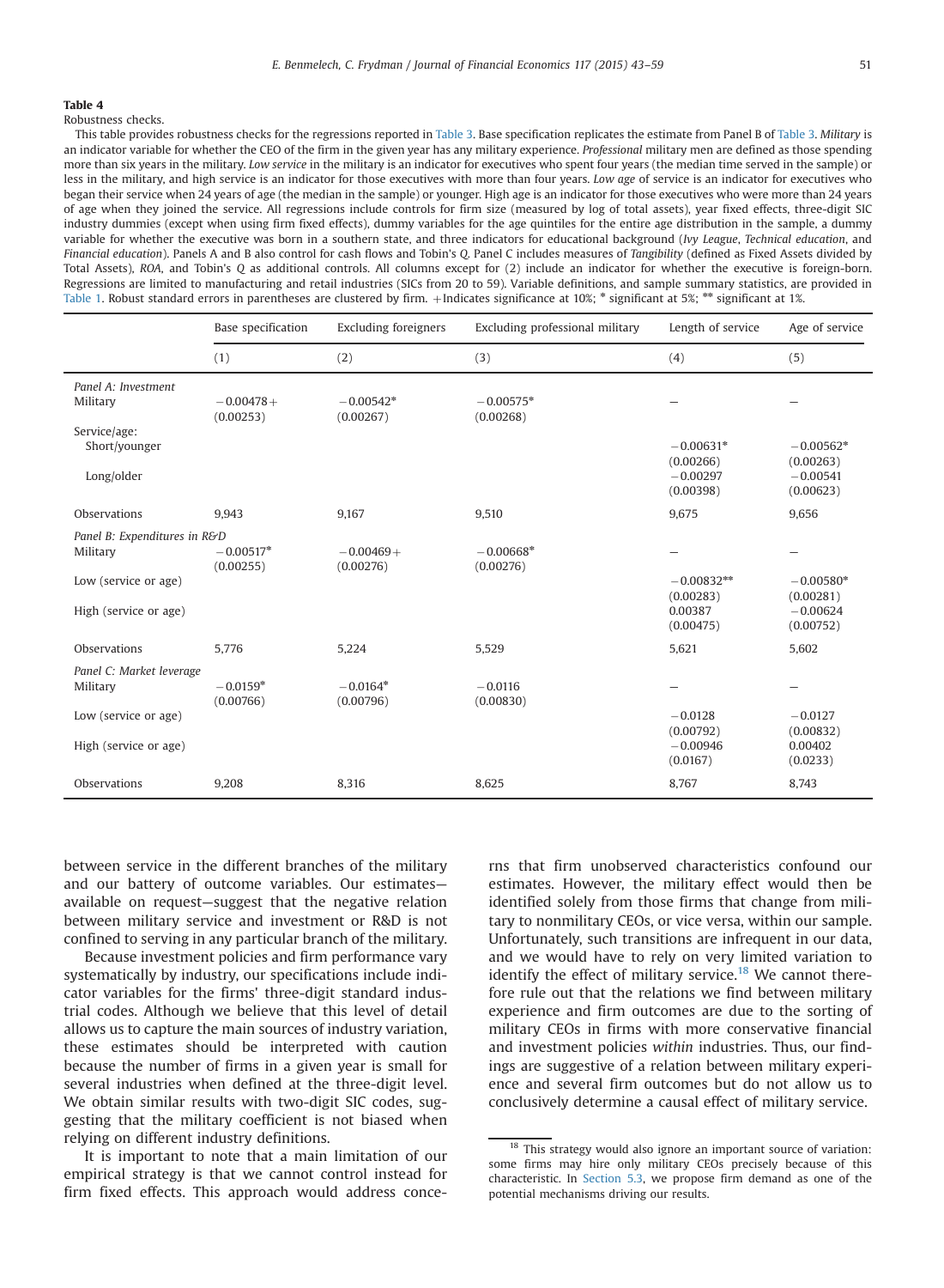**Table 4**

Robustness checks.

This table provides robustness checks for the regressions reported in Table 3. Base specification replicates the estimate from Panel B of Table 3. *Military* is an indicator variable for whether the CEO of the firm in the given year has any military experience. *Professional* military men are defined as those spending more than six years in the military. *Low service* in the military is an indicator for executives who spent four years (the median time served in the sample) or less in the military, and high service is an indicator for those executives with more than four years. *Low age* of service is an indicator for executives who began their service when 24 years of age (the median in the sample) or younger. High age is an indicator for those executives who were more than 24 years of age when they joined the service. All regressions include controls for firm size (measured by log of total assets), year fixed effects, three-digit SIC industry dummies (except when using firm fixed effects), dummy variables for the age quintiles for the entire age distribution in the sample, a dummy variable for whether the executive was born in a southern state, and three indicators for educational background (*Ivy League*, *Technical education*, and *Financial education*). Panels A and B also control for cash flows and Tobin's Q. Panel C includes measures of *Tangibility* (defined as Fixed Assets divided by Total Assets), *ROA*, and Tobin's *Q* as additional controls. All columns except for (2) include an indicator for whether the executive is foreign-born. Regressions are limited to manufacturing and retail industries (SICs from 20 to 59). Variable definitions, and sample summary statistics, are provided in Table 1. Robust standard errors in parentheses are clustered by firm. +Indicates significance at 10%; * significant at 5%; ** significant at 1%.

| | Base specification | Excluding foreigners | Excluding professional military | Length of service | Age of service |
|---|---|---|---|---|---|
| | (1) | (2) | (3) | (4) | (5) |
| *Panel A: Investment* | | | | | |
| Military | −0.00478+ | −0.00542* | −0.00575* | – | – |
| | (0.00253) | (0.00267) | (0.00268) | | |
| Service/age: | | | | | |
| Short/younger | | | | −0.00631* | −0.00562* |
| | | | | (0.00266) | (0.00263) |
| Long/older | | | | −0.00297 | −0.00541 |
| | | | | (0.00398) | (0.00623) |
| Observations | 9,943 | 9,167 | 9,510 | 9,675 | 9,656 |
| *Panel B: Expenditures in R&D* | | | | | |
| Military | −0.00517* | −0.00469+ | −0.00668* | – | – |
| | (0.00255) | (0.00276) | (0.00276) | | |
| Low (service or age) | | | | −0.00832** | −0.00580* |
| | | | | (0.00283) | (0.00281) |
| High (service or age) | | | | 0.00387 | −0.00624 |
| | | | | (0.00475) | (0.00752) |
| Observations | 5,776 | 5,224 | 5,529 | 5,621 | 5,602 |
| *Panel C: Market leverage* | | | | | |
| Military | −0.0159* | −0.0164* | −0.0116 | – | – |
| | (0.00766) | (0.00796) | (0.00830) | | |
| Low (service or age) | | | | −0.0128 | −0.0127 |
| | | | | (0.00792) | (0.00832) |
| High (service or age) | | | | −0.00946 | 0.00402 |
| | | | | (0.0167) | (0.0233) |
| Observations | 9,208 | 8,316 | 8,625 | 8,767 | 8,743 |

between service in the different branches of the military and our battery of outcome variables. Our estimates—available on request—suggest that the negative relation between military service and investment or R&D is not confined to serving in any particular branch of the military.

Because investment policies and firm performance vary systematically by industry, our specifications include indicator variables for the firms' three-digit standard industrial codes. Although we believe that this level of detail allows us to capture the main sources of industry variation, these estimates should be interpreted with caution because the number of firms in a given year is small for several industries when defined at the three-digit level. We obtain similar results with two-digit SIC codes, suggesting that the military coefficient is not biased when relying on different industry definitions.

It is important to note that a main limitation of our empirical strategy is that we cannot control instead for firm fixed effects. This approach would address concerns that firm unobserved characteristics confound our estimates. However, the military effect would then be identified solely from those firms that change from military to nonmilitary CEOs, or vice versa, within our sample. Unfortunately, such transitions are infrequent in our data, and we would have to rely on very limited variation to identify the effect of military service.[18] We cannot therefore rule out that the relations we find between military experience and firm outcomes are due to the sorting of military CEOs in firms with more conservative financial and investment policies *within* industries. Thus, our findings are suggestive of a relation between military experience and several firm outcomes but do not allow us to conclusively determine a causal effect of military service.

[18] This strategy would also ignore an important source of variation: some firms may hire only military CEOs precisely because of this characteristic. In Section 5.3, we propose firm demand as one of the potential mechanisms driving our results.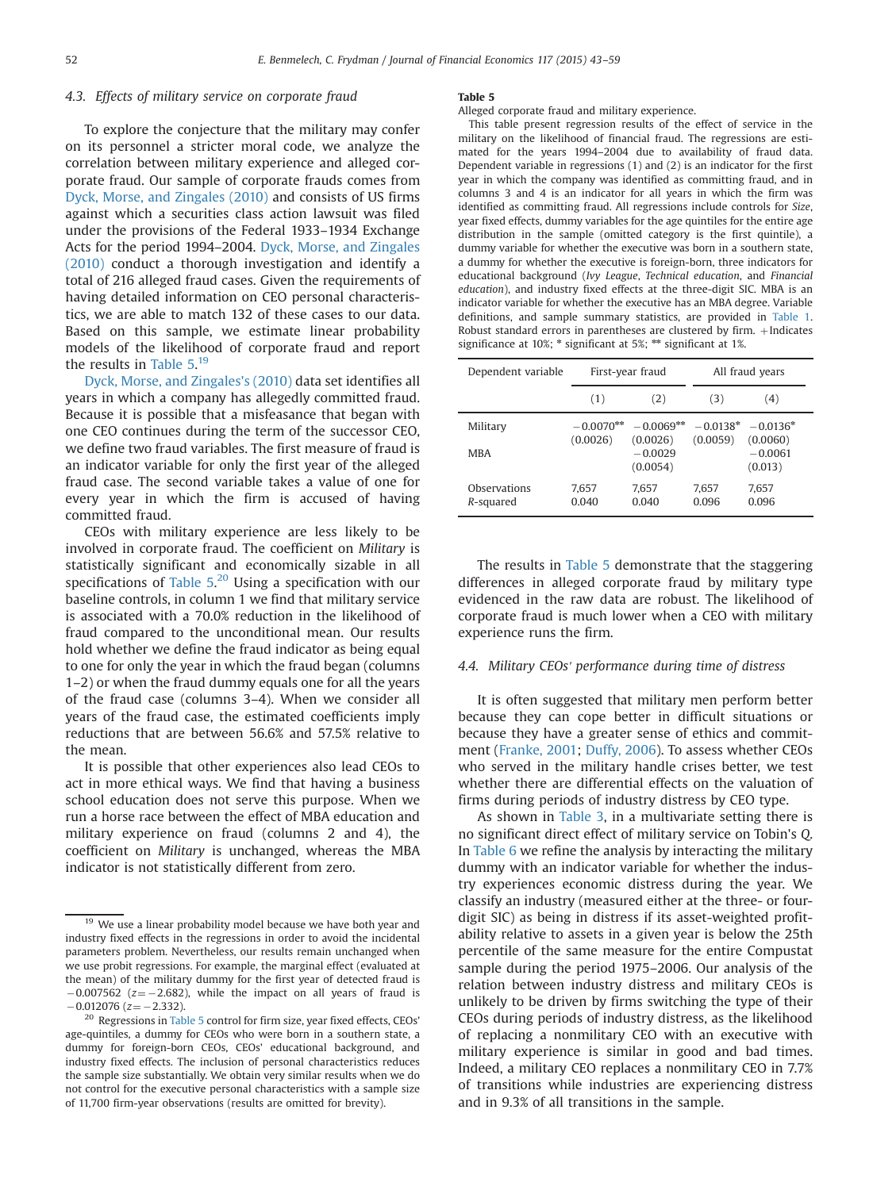### 4.3. Effects of military service on corporate fraud

To explore the conjecture that the military may confer on its personnel a stricter moral code, we analyze the correlation between military experience and alleged corporate fraud. Our sample of corporate frauds comes from Dyck, Morse, and Zingales (2010) and consists of US firms against which a securities class action lawsuit was filed under the provisions of the Federal 1933–1934 Exchange Acts for the period 1994–2004. Dyck, Morse, and Zingales (2010) conduct a thorough investigation and identify a total of 216 alleged fraud cases. Given the requirements of having detailed information on CEO personal characteristics, we are able to match 132 of these cases to our data. Based on this sample, we estimate linear probability models of the likelihood of corporate fraud and report the results in Table 5.[19]

Dyck, Morse, and Zingales's (2010) data set identifies all years in which a company has allegedly committed fraud. Because it is possible that a misfeasance that began with one CEO continues during the term of the successor CEO, we define two fraud variables. The first measure of fraud is an indicator variable for only the first year of the alleged fraud case. The second variable takes a value of one for every year in which the firm is accused of having committed fraud.

CEOs with military experience are less likely to be involved in corporate fraud. The coefficient on *Military* is statistically significant and economically sizable in all specifications of Table 5.[20] Using a specification with our baseline controls, in column 1 we find that military service is associated with a 70.0% reduction in the likelihood of fraud compared to the unconditional mean. Our results hold whether we define the fraud indicator as being equal to one for only the year in which the fraud began (columns 1–2) or when the fraud dummy equals one for all the years of the fraud case (columns 3–4). When we consider all years of the fraud case, the estimated coefficients imply reductions that are between 56.6% and 57.5% relative to the mean.

It is possible that other experiences also lead CEOs to act in more ethical ways. We find that having a business school education does not serve this purpose. When we run a horse race between the effect of MBA education and military experience on fraud (columns 2 and 4), the coefficient on *Military* is unchanged, whereas the MBA indicator is not statistically different from zero.

**Table 5**
Alleged corporate fraud and military experience.
This table present regression results of the effect of service in the military on the likelihood of financial fraud. The regressions are estimated for the years 1994–2004 due to availability of fraud data. Dependent variable in regressions (1) and (2) is an indicator for the first year in which the company was identified as committing fraud, and in columns 3 and 4 is an indicator for all years in which the firm was identified as committing fraud. All regressions include controls for *Size*, year fixed effects, dummy variables for the age quintiles for the entire age distribution in the sample (omitted category is the first quintile), a dummy variable for whether the executive was born in a southern state, a dummy for whether the executive is foreign-born, three indicators for educational background (*Ivy League*, *Technical education*, and *Financial education*), and industry fixed effects at the three-digit SIC. MBA is an indicator variable for whether the executive has an MBA degree. Variable definitions, and sample summary statistics, are provided in Table 1. Robust standard errors in parentheses are clustered by firm. + Indicates significance at 10%; * significant at 5%; ** significant at 1%.

| Dependent variable | First-year fraud | | All fraud years | |
|---|---|---|---|---|
| | (1) | (2) | (3) | (4) |
| Military | −0.0070** | −0.0069** | −0.0138* | −0.0136* |
| | (0.0026) | (0.0026) | (0.0059) | (0.0060) |
| MBA | | −0.0029 | | −0.0061 |
| | | (0.0054) | | (0.013) |
| Observations | 7,657 | 7,657 | 7,657 | 7,657 |
| $R$-squared | 0.040 | 0.040 | 0.096 | 0.096 |

The results in Table 5 demonstrate that the staggering differences in alleged corporate fraud by military type evidenced in the raw data are robust. The likelihood of corporate fraud is much lower when a CEO with military experience runs the firm.

### 4.4. Military CEOs' performance during time of distress

It is often suggested that military men perform better because they can cope better in difficult situations or because they have a greater sense of ethics and commitment (Franke, 2001; Duffy, 2006). To assess whether CEOs who served in the military handle crises better, we test whether there are differential effects on the valuation of firms during periods of industry distress by CEO type.

As shown in Table 3, in a multivariate setting there is no significant direct effect of military service on Tobin's Q. In Table 6 we refine the analysis by interacting the military dummy with an indicator variable for whether the industry experiences economic distress during the year. We classify an industry (measured either at the three- or four-digit SIC) as being in distress if its asset-weighted profitability relative to assets in a given year is below the 25th percentile of the same measure for the entire Compustat sample during the period 1975–2006. Our analysis of the relation between industry distress and military CEOs is unlikely to be driven by firms switching the type of their CEOs during periods of industry distress, as the likelihood of replacing a nonmilitary CEO with an executive with military experience is similar in good and bad times. Indeed, a military CEO replaces a nonmilitary CEO in 7.7% of transitions while industries are experiencing distress and in 9.3% of all transitions in the sample.

---

[19] We use a linear probability model because we have both year and industry fixed effects in the regressions in order to avoid the incidental parameters problem. Nevertheless, our results remain unchanged when we use probit regressions. For example, the marginal effect (evaluated at the mean) of the military dummy for the first year of detected fraud is −0.007562 ($z = -2.682$), while the impact on all years of fraud is −0.012076 ($z = -2.332$).

[20] Regressions in Table 5 control for firm size, year fixed effects, CEOs' age-quintiles, a dummy for CEOs who were born in a southern state, a dummy for foreign-born CEOs, CEOs' educational background, and industry fixed effects. The inclusion of personal characteristics reduces the sample size substantially. We obtain very similar results when we do not control for the executive personal characteristics with a sample size of 11,700 firm-year observations (results are omitted for brevity).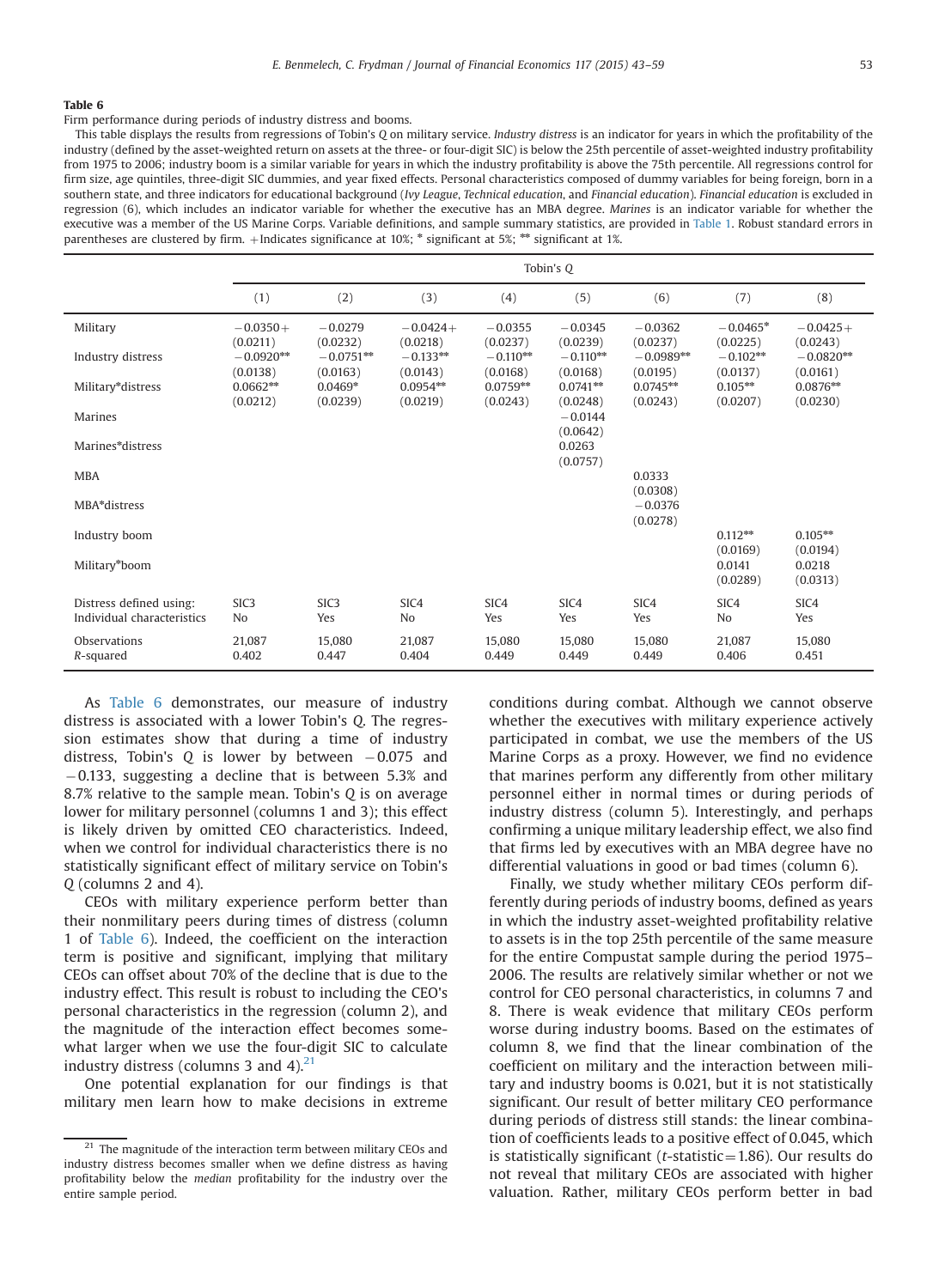**Table 6**

Firm performance during periods of industry distress and booms.

This table displays the results from regressions of Tobin's *Q* on military service. *Industry distress* is an indicator for years in which the profitability of the industry (defined by the asset-weighted return on assets at the three- or four-digit SIC) is below the 25th percentile of asset-weighted industry profitability from 1975 to 2006; industry boom is a similar variable for years in which the industry profitability is above the 75th percentile. All regressions control for firm size, age quintiles, three-digit SIC dummies, and year fixed effects. Personal characteristics composed of dummy variables for being foreign, born in a southern state, and three indicators for educational background (*Ivy League*, *Technical education*, and *Financial education*). *Financial education* is excluded in regression (6), which includes an indicator variable for whether the executive has an MBA degree. *Marines* is an indicator variable for whether the executive was a member of the US Marine Corps. Variable definitions, and sample summary statistics, are provided in Table 1. Robust standard errors in parentheses are clustered by firm. +Indicates significance at 10%; * significant at 5%; ** significant at 1%.

| | Tobin's *Q* | | | | | | | |
|---|---|---|---|---|---|---|---|---|
| | (1) | (2) | (3) | (4) | (5) | (6) | (7) | (8) |
| Military | −0.0350+ | −0.0279 | −0.0424+ | −0.0355 | −0.0345 | −0.0362 | −0.0465* | −0.0425+ |
| | (0.0211) | (0.0232) | (0.0218) | (0.0237) | (0.0239) | (0.0237) | (0.0225) | (0.0243) |
| Industry distress | −0.0920** | −0.0751** | −0.133** | −0.110** | −0.110** | −0.0989** | −0.102** | −0.0820** |
| | (0.0138) | (0.0163) | (0.0143) | (0.0168) | (0.0168) | (0.0195) | (0.0137) | (0.0161) |
| Military*distress | 0.0662** | 0.0469* | 0.0954** | 0.0759** | 0.0741** | 0.0745** | 0.105** | 0.0876** |
| | (0.0212) | (0.0239) | (0.0219) | (0.0243) | (0.0248) | (0.0243) | (0.0207) | (0.0230) |
| Marines | | | | | −0.0144 | | | |
| | | | | | (0.0642) | | | |
| Marines*distress | | | | | 0.0263 | | | |
| | | | | | (0.0757) | | | |
| MBA | | | | | | 0.0333 | | |
| | | | | | | (0.0308) | | |
| MBA*distress | | | | | | −0.0376 | | |
| | | | | | | (0.0278) | | |
| Industry boom | | | | | | | 0.112** | 0.105** |
| | | | | | | | (0.0169) | (0.0194) |
| Military*boom | | | | | | | 0.0141 | 0.0218 |
| | | | | | | | (0.0289) | (0.0313) |
| Distress defined using: | SIC3 | SIC3 | SIC4 | SIC4 | SIC4 | SIC4 | SIC4 | SIC4 |
| Individual characteristics | No | Yes | No | Yes | Yes | Yes | No | Yes |
| Observations | 21,087 | 15,080 | 21,087 | 15,080 | 15,080 | 15,080 | 21,087 | 15,080 |
| $R$-squared | 0.402 | 0.447 | 0.404 | 0.449 | 0.449 | 0.449 | 0.406 | 0.451 |

As Table 6 demonstrates, our measure of industry distress is associated with a lower Tobin's *Q*. The regression estimates show that during a time of industry distress, Tobin's *Q* is lower by between −0.075 and −0.133, suggesting a decline that is between 5.3% and 8.7% relative to the sample mean. Tobin's *Q* is on average lower for military personnel (columns 1 and 3); this effect is likely driven by omitted CEO characteristics. Indeed, when we control for individual characteristics there is no statistically significant effect of military service on Tobin's *Q* (columns 2 and 4).

CEOs with military experience perform better than their nonmilitary peers during times of distress (column 1 of Table 6). Indeed, the coefficient on the interaction term is positive and significant, implying that military CEOs can offset about 70% of the decline that is due to the industry effect. This result is robust to including the CEO's personal characteristics in the regression (column 2), and the magnitude of the interaction effect becomes somewhat larger when we use the four-digit SIC to calculate industry distress (columns 3 and 4).[21]

One potential explanation for our findings is that military men learn how to make decisions in extreme conditions during combat. Although we cannot observe whether the executives with military experience actively participated in combat, we use the members of the US Marine Corps as a proxy. However, we find no evidence that marines perform any differently from other military personnel either in normal times or during periods of industry distress (column 5). Interestingly, and perhaps confirming a unique military leadership effect, we also find that firms led by executives with an MBA degree have no differential valuations in good or bad times (column 6).

Finally, we study whether military CEOs perform differently during periods of industry booms, defined as years in which the industry asset-weighted profitability relative to assets is in the top 25th percentile of the same measure for the entire Compustat sample during the period 1975–2006. The results are relatively similar whether or not we control for CEO personal characteristics, in columns 7 and 8. There is weak evidence that military CEOs perform worse during industry booms. Based on the estimates of column 8, we find that the linear combination of the coefficient on military and the interaction between military and industry booms is 0.021, but it is not statistically significant. Our result of better military CEO performance during periods of distress still stands: the linear combination of coefficients leads to a positive effect of 0.045, which is statistically significant ($t$-statistic = 1.86). Our results do not reveal that military CEOs are associated with higher valuation. Rather, military CEOs perform better in bad

[21] The magnitude of the interaction term between military CEOs and industry distress becomes smaller when we define distress as having profitability below the *median* profitability for the industry over the entire sample period.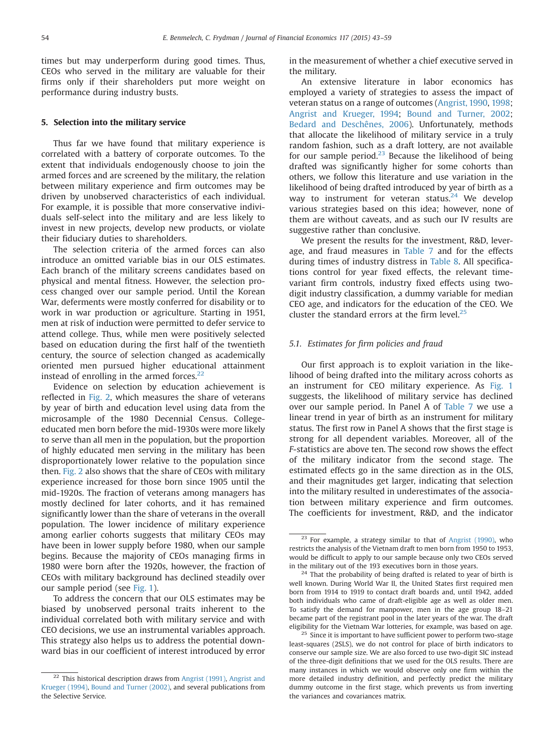times but may underperform during good times. Thus, CEOs who served in the military are valuable for their firms only if their shareholders put more weight on performance during industry busts.

## 5. Selection into the military service

Thus far we have found that military experience is correlated with a battery of corporate outcomes. To the extent that individuals endogenously choose to join the armed forces and are screened by the military, the relation between military experience and firm outcomes may be driven by unobserved characteristics of each individual. For example, it is possible that more conservative individuals self-select into the military and are less likely to invest in new projects, develop new products, or violate their fiduciary duties to shareholders.

The selection criteria of the armed forces can also introduce an omitted variable bias in our OLS estimates. Each branch of the military screens candidates based on physical and mental fitness. However, the selection process changed over our sample period. Until the Korean War, deferments were mostly conferred for disability or to work in war production or agriculture. Starting in 1951, men at risk of induction were permitted to defer service to attend college. Thus, while men were positively selected based on education during the first half of the twentieth century, the source of selection changed as academically oriented men pursued higher educational attainment instead of enrolling in the armed forces.[22]

Evidence on selection by education achievement is reflected in Fig. 2, which measures the share of veterans by year of birth and education level using data from the microsample of the 1980 Decennial Census. College-educated men born before the mid-1930s were more likely to serve than all men in the population, but the proportion of highly educated men serving in the military has been disproportionately lower relative to the population since then. Fig. 2 also shows that the share of CEOs with military experience increased for those born since 1905 until the mid-1920s. The fraction of veterans among managers has mostly declined for later cohorts, and it has remained significantly lower than the share of veterans in the overall population. The lower incidence of military experience among earlier cohorts suggests that military CEOs may have been in lower supply before 1980, when our sample begins. Because the majority of CEOs managing firms in 1980 were born after the 1920s, however, the fraction of CEOs with military background has declined steadily over our sample period (see Fig. 1).

To address the concern that our OLS estimates may be biased by unobserved personal traits inherent to the individual correlated both with military service and with CEO decisions, we use an instrumental variables approach. This strategy also helps us to address the potential downward bias in our coefficient of interest introduced by error in the measurement of whether a chief executive served in the military.

An extensive literature in labor economics has employed a variety of strategies to assess the impact of veteran status on a range of outcomes (Angrist, 1990, 1998; Angrist and Krueger, 1994; Bound and Turner, 2002; Bedard and Deschênes, 2006). Unfortunately, methods that allocate the likelihood of military service in a truly random fashion, such as a draft lottery, are not available for our sample period.[23] Because the likelihood of being drafted was significantly higher for some cohorts than others, we follow this literature and use variation in the likelihood of being drafted introduced by year of birth as a way to instrument for veteran status.[24] We develop various strategies based on this idea; however, none of them are without caveats, and as such our IV results are suggestive rather than conclusive.

We present the results for the investment, R&D, leverage, and fraud measures in Table 7 and for the effects during times of industry distress in Table 8. All specifications control for year fixed effects, the relevant time-variant firm controls, industry fixed effects using two-digit industry classification, a dummy variable for median CEO age, and indicators for the education of the CEO. We cluster the standard errors at the firm level.[25]

### 5.1. Estimates for firm policies and fraud

Our first approach is to exploit variation in the likelihood of being drafted into the military across cohorts as an instrument for CEO military experience. As Fig. 1 suggests, the likelihood of military service has declined over our sample period. In Panel A of Table 7 we use a linear trend in year of birth as an instrument for military status. The first row in Panel A shows that the first stage is strong for all dependent variables. Moreover, all of the $F$-statistics are above ten. The second row shows the effect of the military indicator from the second stage. The estimated effects go in the same direction as in the OLS, and their magnitudes get larger, indicating that selection into the military resulted in underestimates of the association between military experience and firm outcomes. The coefficients for investment, R&D, and the indicator

---

[22] This historical description draws from Angrist (1991), Angrist and Krueger (1994), Bound and Turner (2002), and several publications from the Selective Service.

[23] For example, a strategy similar to that of Angrist (1990), who restricts the analysis of the Vietnam draft to men born from 1950 to 1953, would be difficult to apply to our sample because only two CEOs served in the military out of the 193 executives born in those years.

[24] That the probability of being drafted is related to year of birth is well known. During World War II, the United States first required men born from 1914 to 1919 to contact draft boards and, until 1942, added both individuals who came of draft-eligible age as well as older men. To satisfy the demand for manpower, men in the age group 18–21 became part of the registrant pool in the later years of the war. The draft eligibility for the Vietnam War lotteries, for example, was based on age.

[25] Since it is important to have sufficient power to perform two-stage least-squares (2SLS), we do not control for place of birth indicators to conserve our sample size. We are also forced to use two-digit SIC instead of the three-digit definitions that we used for the OLS results. There are many instances in which we would observe only one firm within the more detailed industry definition, and perfectly predict the military dummy outcome in the first stage, which prevents us from inverting the variances and covariances matrix.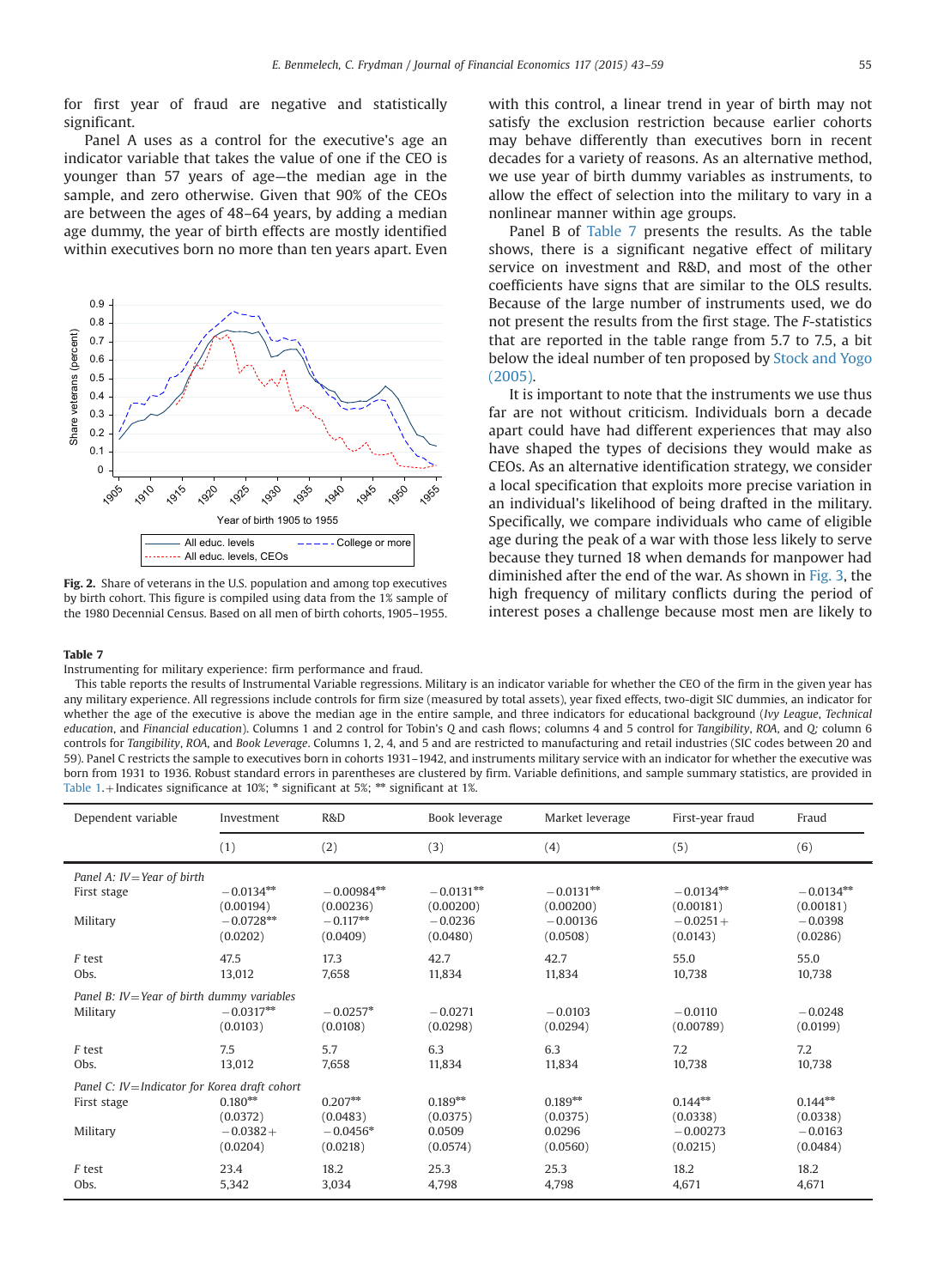for first year of fraud are negative and statistically significant.

Panel A uses as a control for the executive's age an indicator variable that takes the value of one if the CEO is younger than 57 years of age—the median age in the sample, and zero otherwise. Given that 90% of the CEOs are between the ages of 48–64 years, by adding a median age dummy, the year of birth effects are mostly identified within executives born no more than ten years apart. Even with this control, a linear trend in year of birth may not satisfy the exclusion restriction because earlier cohorts may behave differently than executives born in recent decades for a variety of reasons. As an alternative method, we use year of birth dummy variables as instruments, to allow the effect of selection into the military to vary in a nonlinear manner within age groups.

Fig. 2. Share of veterans in the U.S. population and among top executives by birth cohort. This figure is compiled using data from the 1% sample of the 1980 Decennial Census. Based on all men of birth cohorts, 1905–1955.

Panel B of Table 7 presents the results. As the table shows, there is a significant negative effect of military service on investment and R&D, and most of the other coefficients have signs that are similar to the OLS results. Because of the large number of instruments used, we do not present the results from the first stage. The *F*-statistics that are reported in the table range from 5.7 to 7.5, a bit below the ideal number of ten proposed by Stock and Yogo (2005).

It is important to note that the instruments we use thus far are not without criticism. Individuals born a decade apart could have had different experiences that may also have shaped the types of decisions they would make as CEOs. As an alternative identification strategy, we consider a local specification that exploits more precise variation in an individual's likelihood of being drafted in the military. Specifically, we compare individuals who came of eligible age during the peak of a war with those less likely to serve because they turned 18 when demands for manpower had diminished after the end of the war. As shown in Fig. 3, the high frequency of military conflicts during the period of interest poses a challenge because most men are likely to

**Table 7**

Instrumenting for military experience: firm performance and fraud.

This table reports the results of Instrumental Variable regressions. Military is an indicator variable for whether the CEO of the firm in the given year has any military experience. All regressions include controls for firm size (measured by total assets), year fixed effects, two-digit SIC dummies, an indicator for whether the age of the executive is above the median age in the entire sample, and three indicators for educational background (*Ivy League*, *Technical education*, and *Financial education*). Columns 1 and 2 control for Tobin's *Q* and cash flows; columns 4 and 5 control for *Tangibility*, *ROA*, and *Q*; column 6 controls for *Tangibility*, *ROA*, and *Book Leverage*. Columns 1, 2, 4, and 5 and are restricted to manufacturing and retail industries (SIC codes between 20 and 59). Panel C restricts the sample to executives born in cohorts 1931–1942, and instruments military service with an indicator for whether the executive was born from 1931 to 1936. Robust standard errors in parentheses are clustered by firm. Variable definitions, and sample summary statistics, are provided in Table 1. + Indicates significance at 10%; * significant at 5%; ** significant at 1%.

| Dependent variable | Investment | R&D | Book leverage | Market leverage | First-year fraud | Fraud |
|---|---|---|---|---|---|---|
| | (1) | (2) | (3) | (4) | (5) | (6) |
| *Panel A: IV = Year of birth* | | | | | | |
| First stage | −0.0134** | −0.00984** | −0.0131** | −0.0131** | −0.0134** | −0.0134** |
| | (0.00194) | (0.00236) | (0.00200) | (0.00200) | (0.00181) | (0.00181) |
| Military | −0.0728** | −0.117** | −0.0236 | −0.00136 | −0.0251+ | −0.0398 |
| | (0.0202) | (0.0409) | (0.0480) | (0.0508) | (0.0143) | (0.0286) |
| *F* test | 47.5 | 17.3 | 42.7 | 42.7 | 55.0 | 55.0 |
| Obs. | 13,012 | 7,658 | 11,834 | 11,834 | 10,738 | 10,738 |
| *Panel B: IV = Year of birth dummy variables* | | | | | | |
| Military | −0.0317** | −0.0257* | −0.0271 | −0.0103 | −0.0110 | −0.0248 |
| | (0.0103) | (0.0108) | (0.0298) | (0.0294) | (0.00789) | (0.0199) |
| *F* test | 7.5 | 5.7 | 6.3 | 6.3 | 7.2 | 7.2 |
| Obs. | 13,012 | 7,658 | 11,834 | 11,834 | 10,738 | 10,738 |
| *Panel C: IV = Indicator for Korea draft cohort* | | | | | | |
| First stage | 0.180** | 0.207** | 0.189** | 0.189** | 0.144** | 0.144** |
| | (0.0372) | (0.0483) | (0.0375) | (0.0375) | (0.0338) | (0.0338) |
| Military | −0.0382+ | −0.0456* | 0.0509 | 0.0296 | −0.00273 | −0.0163 |
| | (0.0204) | (0.0218) | (0.0574) | (0.0560) | (0.0215) | (0.0484) |
| *F* test | 23.4 | 18.2 | 25.3 | 25.3 | 18.2 | 18.2 |
| Obs. | 5,342 | 3,034 | 4,798 | 4,798 | 4,671 | 4,671 |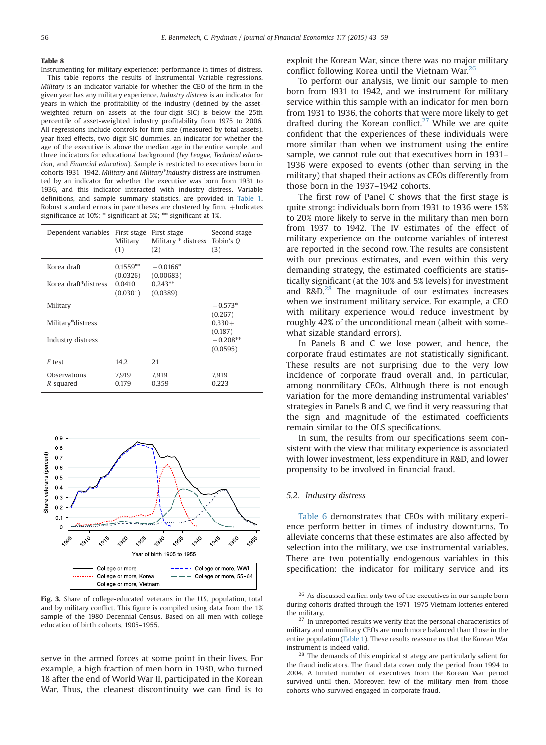**Table 8**

Instrumenting for military experience: performance in times of distress.

This table reports the results of Instrumental Variable regressions. *Military* is an indicator variable for whether the CEO of the firm in the given year has any military experience. *Industry distress* is an indicator for years in which the profitability of the industry (defined by the asset-weighted return on assets at the four-digit SIC) is below the 25th percentile of asset-weighted industry profitability from 1975 to 2006. All regressions include controls for firm size (measured by total assets), year fixed effects, two-digit SIC dummies, an indicator for whether the age of the executive is above the median age in the entire sample, and three indicators for educational background (*Ivy League*, *Technical education*, and *Financial education*). Sample is restricted to executives born in cohorts 1931–1942. *Military* and *Military*Industry* distress are instrumented by an indicator for whether the executive was born from 1931 to 1936, and this indicator interacted with industry distress. Variable definitions, and sample summary statistics, are provided in Table 1. Robust standard errors in parentheses are clustered by firm. +Indicates significance at 10%; * significant at 5%; ** significant at 1%.

| Dependent variables | First stage Military (1) | First stage Military * distress (2) | Second stage Tobin's *Q* (3) |
|---|---|---|---|
| Korea draft | 0.1559** | −0.0166* | |
| | (0.0326) | (0.00683) | |
| Korea draft*distress | 0.0410 | 0.243** | |
| | (0.0301) | (0.0389) | |
| Military | | | −0.573* |
| | | | (0.267) |
| Military*distress | | | 0.330+ |
| | | | (0.187) |
| Industry distress | | | −0.208** |
| | | | (0.0595) |
| *F* test | 14.2 | 21 | |
| Observations | 7,919 | 7,919 | 7,919 |
| *R*-squared | 0.179 | 0.359 | 0.223 |

**Fig. 3.** Share of college-educated veterans in the U.S. population, total and by military conflict. This figure is compiled using data from the 1% sample of the 1980 Decennial Census. Based on all men with college education of birth cohorts, 1905–1955.

serve in the armed forces at some point in their lives. For example, a high fraction of men born in 1930, who turned 18 after the end of World War II, participated in the Korean War. Thus, the cleanest discontinuity we can find is to exploit the Korean War, since there was no major military conflict following Korea until the Vietnam War.[26]

To perform our analysis, we limit our sample to men born from 1931 to 1942, and we instrument for military service within this sample with an indicator for men born from 1931 to 1936, the cohorts that were more likely to get drafted during the Korean conflict.[27] While we are quite confident that the experiences of these individuals were more similar than when we instrument using the entire sample, we cannot rule out that executives born in 1931–1936 were exposed to events (other than serving in the military) that shaped their actions as CEOs differently from those born in the 1937–1942 cohorts.

The first row of Panel C shows that the first stage is quite strong: individuals born from 1931 to 1936 were 15% to 20% more likely to serve in the military than men born from 1937 to 1942. The IV estimates of the effect of military experience on the outcome variables of interest are reported in the second row. The results are consistent with our previous estimates, and even within this very demanding strategy, the estimated coefficients are statistically significant (at the 10% and 5% levels) for investment and R&D.[28] The magnitude of our estimates increases when we instrument military service. For example, a CEO with military experience would reduce investment by roughly 42% of the unconditional mean (albeit with somewhat sizable standard errors).

In Panels B and C we lose power, and hence, the corporate fraud estimates are not statistically significant. These results are not surprising due to the very low incidence of corporate fraud overall and, in particular, among nonmilitary CEOs. Although there is not enough variation for the more demanding instrumental variables' strategies in Panels B and C, we find it very reassuring that the sign and magnitude of the estimated coefficients remain similar to the OLS specifications.

In sum, the results from our specifications seem consistent with the view that military experience is associated with lower investment, less expenditure in R&D, and lower propensity to be involved in financial fraud.

### 5.2. Industry distress

Table 6 demonstrates that CEOs with military experience perform better in times of industry downturns. To alleviate concerns that these estimates are also affected by selection into the military, we use instrumental variables. There are two potentially endogenous variables in this specification: the indicator for military service and its

[26] As discussed earlier, only two of the executives in our sample born during cohorts drafted through the 1971–1975 Vietnam lotteries entered the military.

[27] In unreported results we verify that the personal characteristics of military and nonmilitary CEOs are much more balanced than those in the entire population (Table 1). These results reassure us that the Korean War instrument is indeed valid.

[28] The demands of this empirical strategy are particularly salient for the fraud indicators. The fraud data cover only the period from 1994 to 2004. A limited number of executives from the Korean War period survived until then. Moreover, few of the military men from those cohorts who survived engaged in corporate fraud.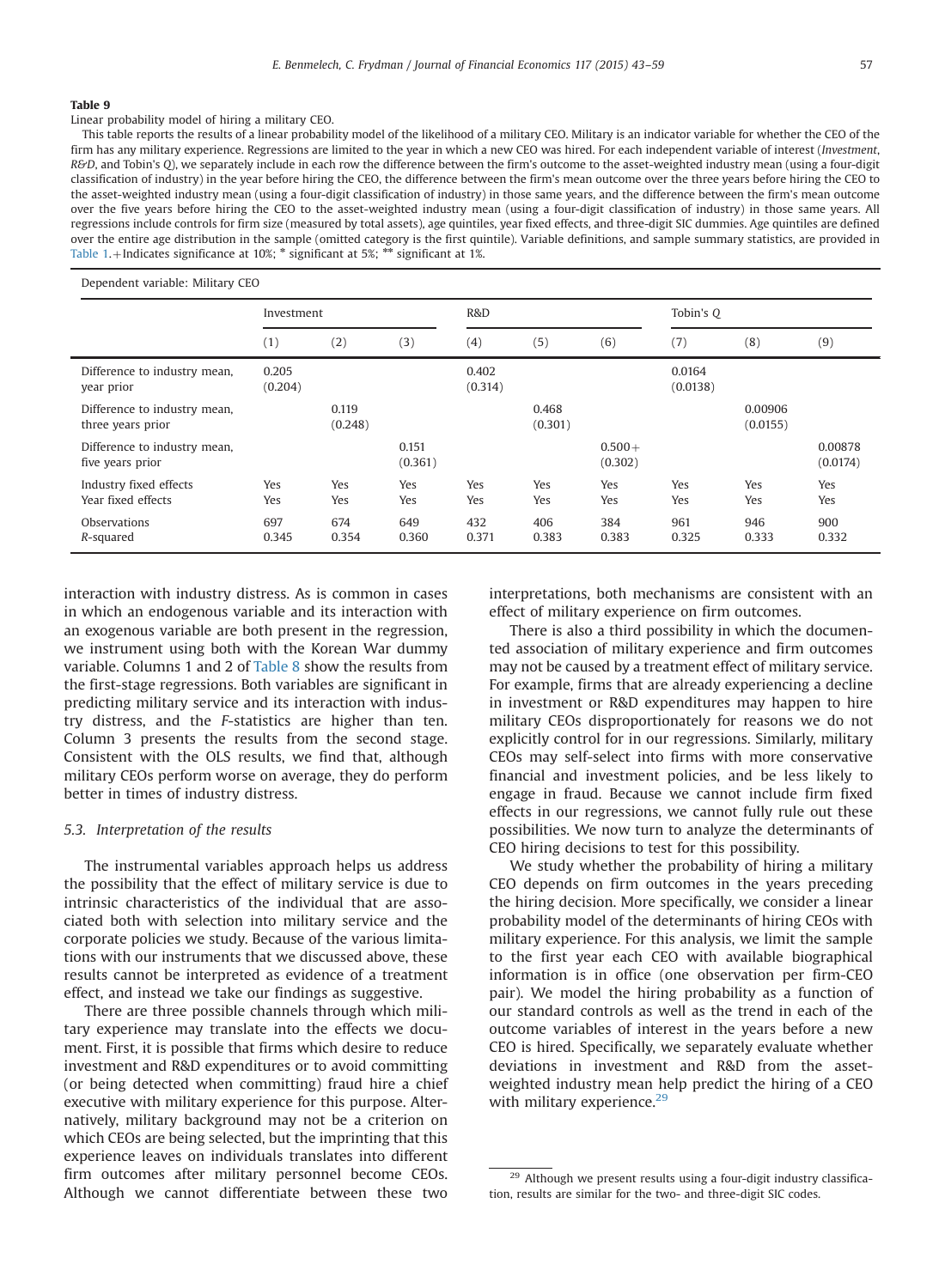**Table 9**

Linear probability model of hiring a military CEO.

This table reports the results of a linear probability model of the likelihood of a military CEO. Military is an indicator variable for whether the CEO of the firm has any military experience. Regressions are limited to the year in which a new CEO was hired. For each independent variable of interest (*Investment*, *R&D*, and Tobin's *Q*), we separately include in each row the difference between the firm's outcome to the asset-weighted industry mean (using a four-digit classification of industry) in the year before hiring the CEO, the difference between the firm's mean outcome over the three years before hiring the CEO to the asset-weighted industry mean (using a four-digit classification of industry) in those same years, and the difference between the firm's mean outcome over the five years before hiring the CEO to the asset-weighted industry mean (using a four-digit classification of industry) in those same years. All regressions include controls for firm size (measured by total assets), age quintiles, year fixed effects, and three-digit SIC dummies. Age quintiles are defined over the entire age distribution in the sample (omitted category is the first quintile). Variable definitions, and sample summary statistics, are provided in Table 1. + Indicates significance at 10%; * significant at 5%; ** significant at 1%.

Dependent variable: Military CEO

| | Investment | | | R&D | | | Tobin's *Q* | | |
|---|---|---|---|---|---|---|---|---|---|
| | (1) | (2) | (3) | (4) | (5) | (6) | (7) | (8) | (9) |
| Difference to industry mean, year prior | 0.205 (0.204) | | | 0.402 (0.314) | | | 0.0164 (0.0138) | | |
| Difference to industry mean, three years prior | | 0.119 (0.248) | | | 0.468 (0.301) | | | 0.00906 (0.0155) | |
| Difference to industry mean, five years prior | | | 0.151 (0.361) | | | 0.500+ (0.302) | | | 0.00878 (0.0174) |
| Industry fixed effects | Yes | Yes | Yes | Yes | Yes | Yes | Yes | Yes | Yes |
| Year fixed effects | Yes | Yes | Yes | Yes | Yes | Yes | Yes | Yes | Yes |
| Observations | 697 | 674 | 649 | 432 | 406 | 384 | 961 | 946 | 900 |
| *R*-squared | 0.345 | 0.354 | 0.360 | 0.371 | 0.383 | 0.383 | 0.325 | 0.333 | 0.332 |

interaction with industry distress. As is common in cases in which an endogenous variable and its interaction with an exogenous variable are both present in the regression, we instrument using both with the Korean War dummy variable. Columns 1 and 2 of Table 8 show the results from the first-stage regressions. Both variables are significant in predicting military service and its interaction with industry distress, and the *F*-statistics are higher than ten. Column 3 presents the results from the second stage. Consistent with the OLS results, we find that, although military CEOs perform worse on average, they do perform better in times of industry distress.

### 5.3. Interpretation of the results

The instrumental variables approach helps us address the possibility that the effect of military service is due to intrinsic characteristics of the individual that are associated both with selection into military service and the corporate policies we study. Because of the various limitations with our instruments that we discussed above, these results cannot be interpreted as evidence of a treatment effect, and instead we take our findings as suggestive.

There are three possible channels through which military experience may translate into the effects we document. First, it is possible that firms which desire to reduce investment and R&D expenditures or to avoid committing (or being detected when committing) fraud hire a chief executive with military experience for this purpose. Alternatively, military background may not be a criterion on which CEOs are being selected, but the imprinting that this experience leaves on individuals translates into different firm outcomes after military personnel become CEOs. Although we cannot differentiate between these two interpretations, both mechanisms are consistent with an effect of military experience on firm outcomes.

There is also a third possibility in which the documented association of military experience and firm outcomes may not be caused by a treatment effect of military service. For example, firms that are already experiencing a decline in investment or R&D expenditures may happen to hire military CEOs disproportionately for reasons we do not explicitly control for in our regressions. Similarly, military CEOs may self-select into firms with more conservative financial and investment policies, and be less likely to engage in fraud. Because we cannot include firm fixed effects in our regressions, we cannot fully rule out these possibilities. We now turn to analyze the determinants of CEO hiring decisions to test for this possibility.

We study whether the probability of hiring a military CEO depends on firm outcomes in the years preceding the hiring decision. More specifically, we consider a linear probability model of the determinants of hiring CEOs with military experience. For this analysis, we limit the sample to the first year each CEO with available biographical information is in office (one observation per firm-CEO pair). We model the hiring probability as a function of our standard controls as well as the trend in each of the outcome variables of interest in the years before a new CEO is hired. Specifically, we separately evaluate whether deviations in investment and R&D from the asset-weighted industry mean help predict the hiring of a CEO with military experience.[29]

[29] Although we present results using a four-digit industry classification, results are similar for the two- and three-digit SIC codes.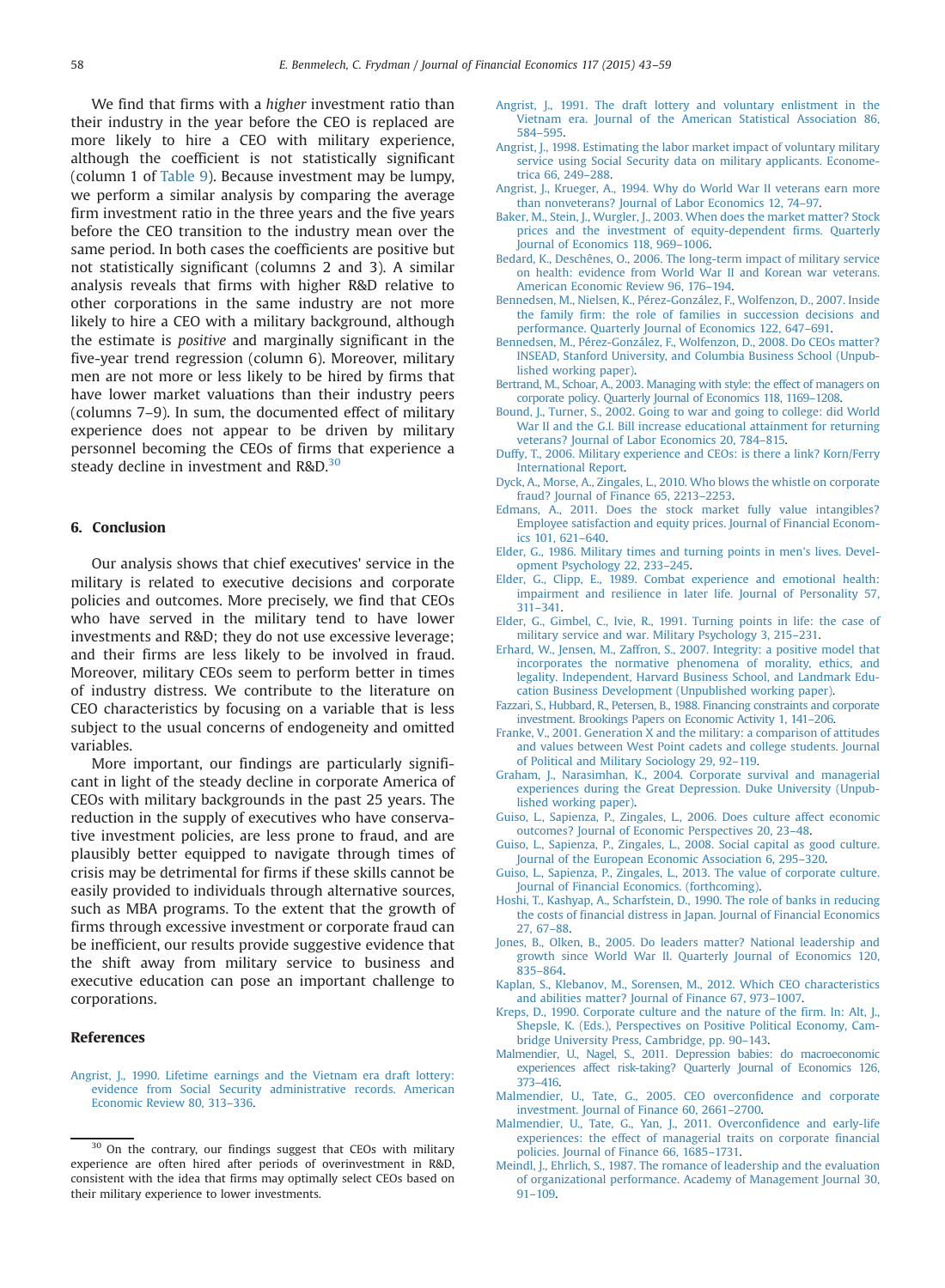We find that firms with a *higher* investment ratio than their industry in the year before the CEO is replaced are more likely to hire a CEO with military experience, although the coefficient is not statistically significant (column 1 of Table 9). Because investment may be lumpy, we perform a similar analysis by comparing the average firm investment ratio in the three years and the five years before the CEO transition to the industry mean over the same period. In both cases the coefficients are positive but not statistically significant (columns 2 and 3). A similar analysis reveals that firms with higher R&D relative to other corporations in the same industry are not more likely to hire a CEO with a military background, although the estimate is *positive* and marginally significant in the five-year trend regression (column 6). Moreover, military men are not more or less likely to be hired by firms that have lower market valuations than their industry peers (columns 7–9). In sum, the documented effect of military experience does not appear to be driven by military personnel becoming the CEOs of firms that experience a steady decline in investment and R&D.[30]

## 6. Conclusion

Our analysis shows that chief executives' service in the military is related to executive decisions and corporate policies and outcomes. More precisely, we find that CEOs who have served in the military tend to have lower investments and R&D; they do not use excessive leverage; and their firms are less likely to be involved in fraud. Moreover, military CEOs seem to perform better in times of industry distress. We contribute to the literature on CEO characteristics by focusing on a variable that is less subject to the usual concerns of endogeneity and omitted variables.

More important, our findings are particularly significant in light of the steady decline in corporate America of CEOs with military backgrounds in the past 25 years. The reduction in the supply of executives who have conservative investment policies, are less prone to fraud, and are plausibly better equipped to navigate through times of crisis may be detrimental for firms if these skills cannot be easily provided to individuals through alternative sources, such as MBA programs. To the extent that the growth of firms through excessive investment or corporate fraud can be inefficient, our results provide suggestive evidence that the shift away from military service to business and executive education can pose an important challenge to corporations.

## References

Angrist, J., 1990. Lifetime earnings and the Vietnam era draft lottery: evidence from Social Security administrative records. American Economic Review 80, 313–336.

Angrist, J., 1991. The draft lottery and voluntary enlistment in the Vietnam era. Journal of the American Statistical Association 86, 584–595.

Angrist, J., 1998. Estimating the labor market impact of voluntary military service using Social Security data on military applicants. Econometrica 66, 249–288.

Angrist, J., Krueger, A., 1994. Why do World War II veterans earn more than nonveterans? Journal of Labor Economics 12, 74–97.

Baker, M., Stein, J., Wurgler, J., 2003. When does the market matter? Stock prices and the investment of equity-dependent firms. Quarterly Journal of Economics 118, 969–1006.

Bedard, K., Deschênes, O., 2006. The long-term impact of military service on health: evidence from World War II and Korean war veterans. American Economic Review 96, 176–194.

Bennedsen, M., Nielsen, K., Pérez-González, F., Wolfenzon, D., 2007. Inside the family firm: the role of families in succession decisions and performance. Quarterly Journal of Economics 122, 647–691.

Bennedsen, M., Pérez-González, F., Wolfenzon, D., 2008. Do CEOs matter? INSEAD, Stanford University, and Columbia Business School (Unpublished working paper).

Bertrand, M., Schoar, A., 2003. Managing with style: the effect of managers on corporate policy. Quarterly Journal of Economics 118, 1169–1208.

Bound, J., Turner, S., 2002. Going to war and going to college: did World War II and the G.I. Bill increase educational attainment for returning veterans? Journal of Labor Economics 20, 784–815.

Duffy, T., 2006. Military experience and CEOs: is there a link? Korn/Ferry International Report.

Dyck, A., Morse, A., Zingales, L., 2010. Who blows the whistle on corporate fraud? Journal of Finance 65, 2213–2253.

Edmans, A., 2011. Does the stock market fully value intangibles? Employee satisfaction and equity prices. Journal of Financial Economics 101, 621–640.

Elder, G., 1986. Military times and turning points in men's lives. Development Psychology 22, 233–245.

Elder, G., Clipp, E., 1989. Combat experience and emotional health: impairment and resilience in later life. Journal of Personality 57, 311–341.

Elder, G., Gimbel, C., Ivie, R., 1991. Turning points in life: the case of military service and war. Military Psychology 3, 215–231.

Erhard, W., Jensen, M., Zaffron, S., 2007. Integrity: a positive model that incorporates the normative phenomena of morality, ethics, and legality. Independent, Harvard Business School, and Landmark Education Business Development (Unpublished working paper).

Fazzari, S., Hubbard, R., Petersen, B., 1988. Financing constraints and corporate investment. Brookings Papers on Economic Activity 1, 141–206.

Franke, V., 2001. Generation X and the military: a comparison of attitudes and values between West Point cadets and college students. Journal of Political and Military Sociology 29, 92–119.

Graham, J., Narasimhan, K., 2004. Corporate survival and managerial experiences during the Great Depression. Duke University (Unpublished working paper).

Guiso, L., Sapienza, P., Zingales, L., 2006. Does culture affect economic outcomes? Journal of Economic Perspectives 20, 23–48.

Guiso, L., Sapienza, P., Zingales, L., 2008. Social capital as good culture. Journal of the European Economic Association 6, 295–320.

Guiso, L., Sapienza, P., Zingales, L., 2013. The value of corporate culture. Journal of Financial Economics. (forthcoming).

Hoshi, T., Kashyap, A., Scharfstein, D., 1990. The role of banks in reducing the costs of financial distress in Japan. Journal of Financial Economics 27, 67–88.

Jones, B., Olken, B., 2005. Do leaders matter? National leadership and growth since World War II. Quarterly Journal of Economics 120, 835–864.

Kaplan, S., Klebanov, M., Sorensen, M., 2012. Which CEO characteristics and abilities matter? Journal of Finance 67, 973–1007.

Kreps, D., 1990. Corporate culture and the nature of the firm. In: Alt, J., Shepsle, K. (Eds.), Perspectives on Positive Political Economy, Cambridge University Press, Cambridge, pp. 90–143.

Malmendier, U., Nagel, S., 2011. Depression babies: do macroeconomic experiences affect risk-taking? Quarterly Journal of Economics 126, 373–416.

Malmendier, U., Tate, G., 2005. CEO overconfidence and corporate investment. Journal of Finance 60, 2661–2700.

Malmendier, U., Tate, G., Yan, J., 2011. Overconfidence and early-life experiences: the effect of managerial traits on corporate financial policies. Journal of Finance 66, 1685–1731.

Meindl, J., Ehrlich, S., 1987. The romance of leadership and the evaluation of organizational performance. Academy of Management Journal 30, 91–109.

[30] On the contrary, our findings suggest that CEOs with military experience are often hired after periods of overinvestment in R&D, consistent with the idea that firms may optimally select CEOs based on their military experience to lower investments.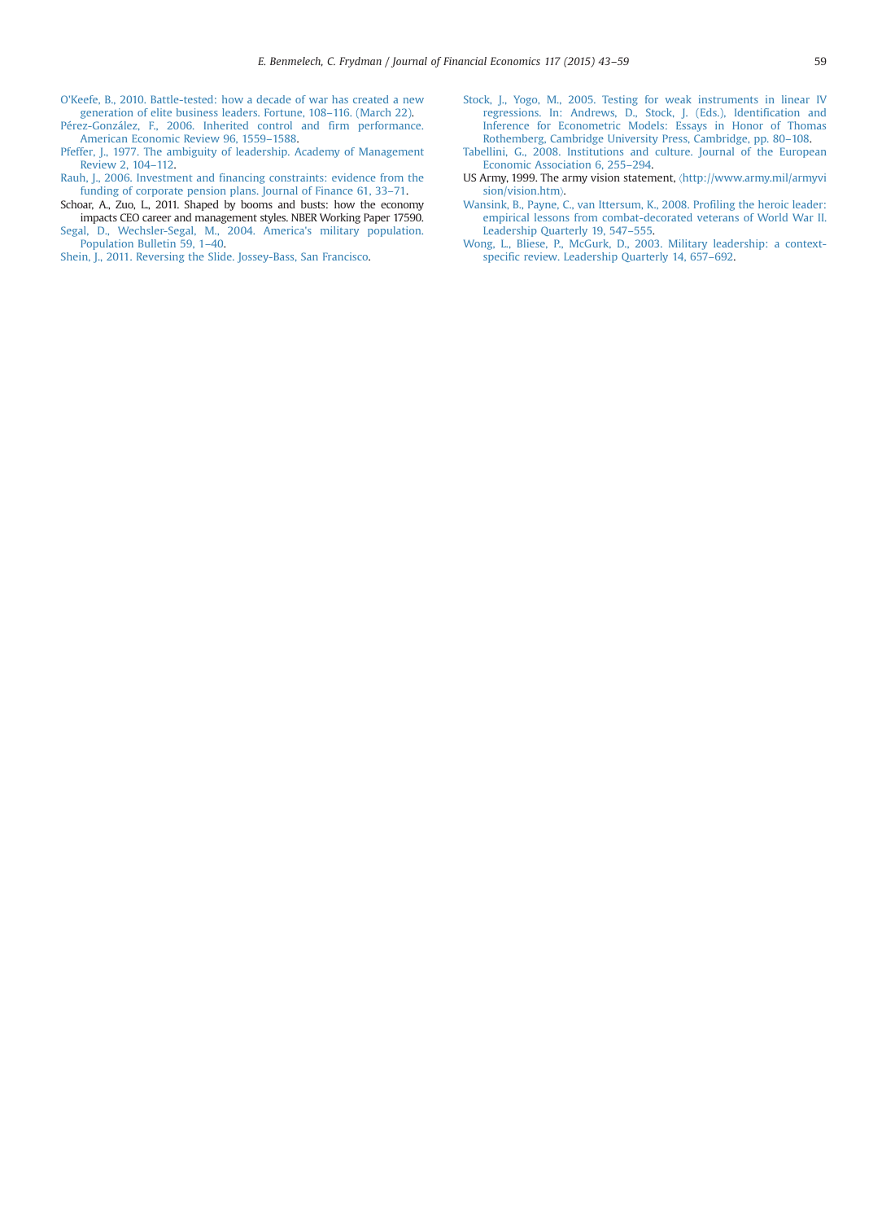O'Keefe, B., 2010. Battle-tested: how a decade of war has created a new generation of elite business leaders. Fortune, 108–116. (March 22).

Pérez-González, F., 2006. Inherited control and firm performance. American Economic Review 96, 1559–1588.

Pfeffer, J., 1977. The ambiguity of leadership. Academy of Management Review 2, 104–112.

Rauh, J., 2006. Investment and financing constraints: evidence from the funding of corporate pension plans. Journal of Finance 61, 33–71.

Schoar, A., Zuo, L., 2011. Shaped by booms and busts: how the economy impacts CEO career and management styles. NBER Working Paper 17590.

Segal, D., Wechsler-Segal, M., 2004. America's military population. Population Bulletin 59, 1–40.

Shein, J., 2011. Reversing the Slide. Jossey-Bass, San Francisco.

Stock, J., Yogo, M., 2005. Testing for weak instruments in linear IV regressions. In: Andrews, D., Stock, J. (Eds.), Identification and Inference for Econometric Models: Essays in Honor of Thomas Rothemberg, Cambridge University Press, Cambridge, pp. 80–108.

Tabellini, G., 2008. Institutions and culture. Journal of the European Economic Association 6, 255–294.

US Army, 1999. The army vision statement, ⟨http://www.army.mil/armyvision/vision.htm⟩.

Wansink, B., Payne, C., van Ittersum, K., 2008. Profiling the heroic leader: empirical lessons from combat-decorated veterans of World War II. Leadership Quarterly 19, 547–555.

Wong, L., Bliese, P., McGurk, D., 2003. Military leadership: a context-specific review. Leadership Quarterly 14, 657–692.